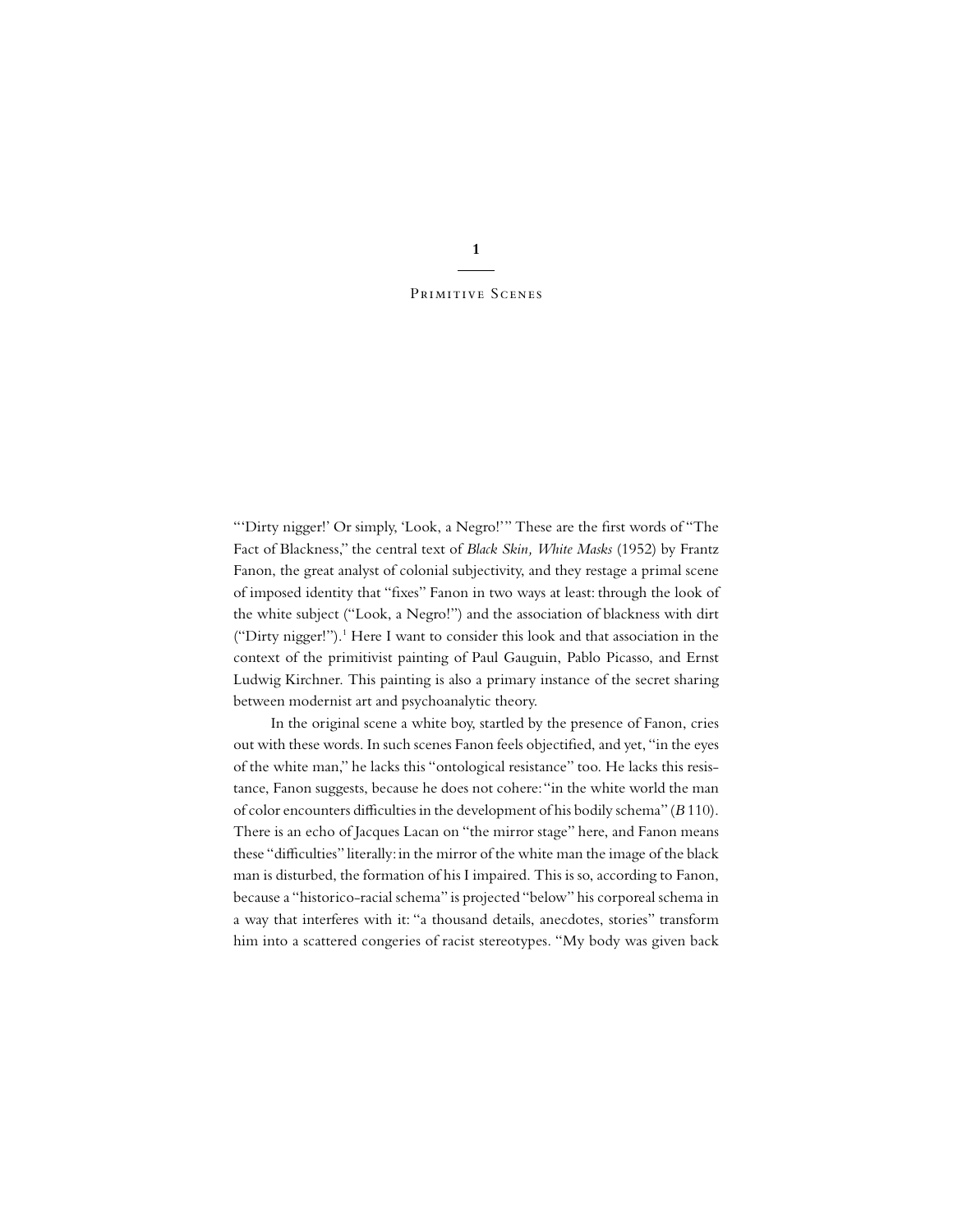# 1

## Primitive Scenes

"'Dirty nigger!' Or simply, 'Look, a Negro!'" These are the first words of "The Fact of Blackness," the central text of *Black Skin, White Masks* (1952) by Frantz Fanon, the great analyst of colonial subjectivity, and they restage a primal scene of imposed identity that "fixes" Fanon in two ways at least: through the look of the white subject ("Look, a Negro!") and the association of blackness with dirt ("Dirty nigger!").[1] Here I want to consider this look and that association in the context of the primitivist painting of Paul Gauguin, Pablo Picasso, and Ernst Ludwig Kirchner. This painting is also a primary instance of the secret sharing between modernist art and psychoanalytic theory.

In the original scene a white boy, startled by the presence of Fanon, cries out with these words. In such scenes Fanon feels objectified, and yet, "in the eyes of the white man," he lacks this "ontological resistance" too. He lacks this resistance, Fanon suggests, because he does not cohere: "in the white world the man of color encounters difficulties in the development of his bodily schema" (*B* 110). There is an echo of Jacques Lacan on "the mirror stage" here, and Fanon means these "difficulties" literally: in the mirror of the white man the image of the black man is disturbed, the formation of his I impaired. This is so, according to Fanon, because a "historico-racial schema" is projected "below" his corporeal schema in a way that interferes with it: "a thousand details, anecdotes, stories" transform him into a scattered congeries of racist stereotypes. "My body was given back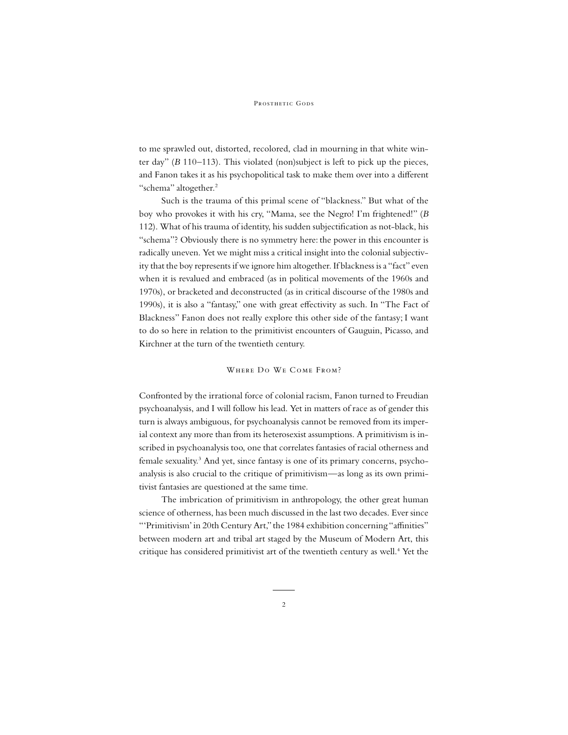to me sprawled out, distorted, recolored, clad in mourning in that white winter day" (*B* 110–113). This violated (non)subject is left to pick up the pieces, and Fanon takes it as his psychopolitical task to make them over into a different "schema" altogether.[2]

Such is the trauma of this primal scene of "blackness." But what of the boy who provokes it with his cry, "Mama, see the Negro! I'm frightened!" (*B* 112). What of his trauma of identity, his sudden subjectification as not-black, his "schema"? Obviously there is no symmetry here: the power in this encounter is radically uneven. Yet we might miss a critical insight into the colonial subjectivity that the boy represents if we ignore him altogether. If blackness is a "fact" even when it is revalued and embraced (as in political movements of the 1960s and 1970s), or bracketed and deconstructed (as in critical discourse of the 1980s and 1990s), it is also a "fantasy," one with great effectivity as such. In "The Fact of Blackness" Fanon does not really explore this other side of the fantasy; I want to do so here in relation to the primitivist encounters of Gauguin, Picasso, and Kirchner at the turn of the twentieth century.

## Where Do We Come From?

Confronted by the irrational force of colonial racism, Fanon turned to Freudian psychoanalysis, and I will follow his lead. Yet in matters of race as of gender this turn is always ambiguous, for psychoanalysis cannot be removed from its imperial context any more than from its heterosexist assumptions. A primitivism is inscribed in psychoanalysis too, one that correlates fantasies of racial otherness and female sexuality.[3] And yet, since fantasy is one of its primary concerns, psychoanalysis is also crucial to the critique of primitivism—as long as its own primitivist fantasies are questioned at the same time.

The imbrication of primitivism in anthropology, the other great human science of otherness, has been much discussed in the last two decades. Ever since "'Primitivism' in 20th Century Art," the 1984 exhibition concerning "affinities" between modern art and tribal art staged by the Museum of Modern Art, this critique has considered primitivist art of the twentieth century as well.[4] Yet the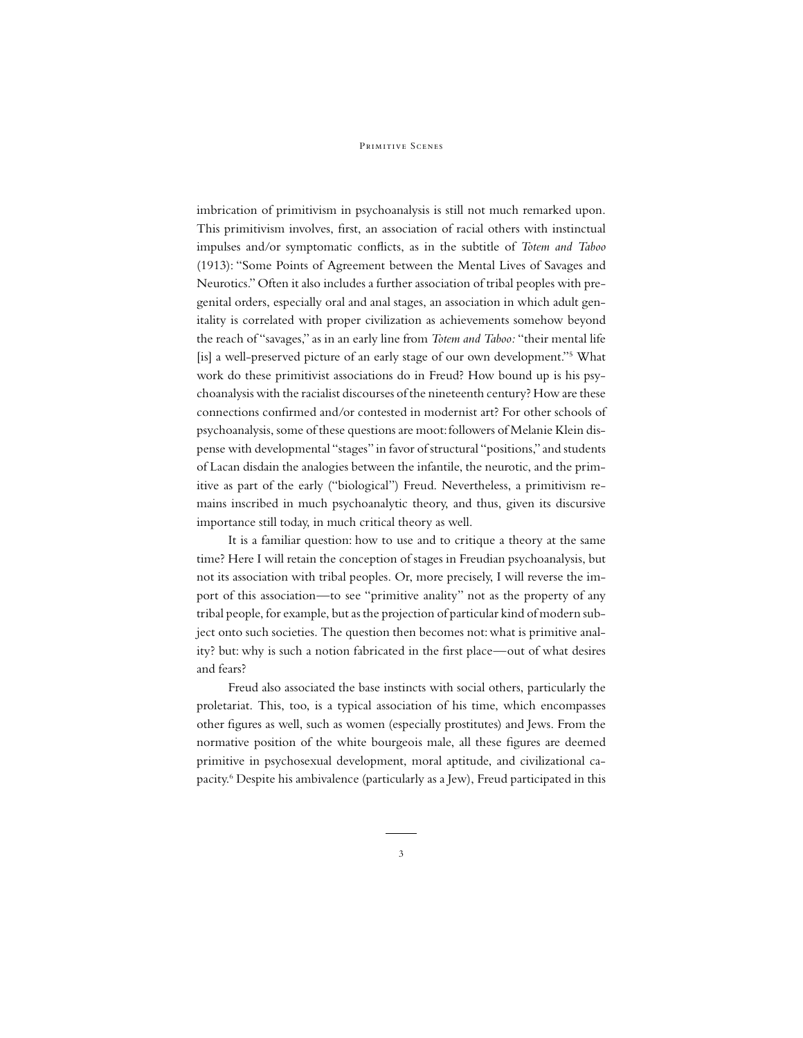imbrication of primitivism in psychoanalysis is still not much remarked upon. This primitivism involves, first, an association of racial others with instinctual impulses and/or symptomatic conflicts, as in the subtitle of *Totem and Taboo* (1913): "Some Points of Agreement between the Mental Lives of Savages and Neurotics." Often it also includes a further association of tribal peoples with pregenital orders, especially oral and anal stages, an association in which adult genitality is correlated with proper civilization as achievements somehow beyond the reach of "savages," as in an early line from *Totem and Taboo:* "their mental life [is] a well-preserved picture of an early stage of our own development."[5] What work do these primitivist associations do in Freud? How bound up is his psychoanalysis with the racialist discourses of the nineteenth century? How are these connections confirmed and/or contested in modernist art? For other schools of psychoanalysis, some of these questions are moot: followers of Melanie Klein dispense with developmental "stages" in favor of structural "positions," and students of Lacan disdain the analogies between the infantile, the neurotic, and the primitive as part of the early ("biological") Freud. Nevertheless, a primitivism remains inscribed in much psychoanalytic theory, and thus, given its discursive importance still today, in much critical theory as well.

It is a familiar question: how to use and to critique a theory at the same time? Here I will retain the conception of stages in Freudian psychoanalysis, but not its association with tribal peoples. Or, more precisely, I will reverse the import of this association—to see "primitive anality" not as the property of any tribal people, for example, but as the projection of particular kind of modern subject onto such societies. The question then becomes not: what is primitive anality? but: why is such a notion fabricated in the first place—out of what desires and fears?

Freud also associated the base instincts with social others, particularly the proletariat. This, too, is a typical association of his time, which encompasses other figures as well, such as women (especially prostitutes) and Jews. From the normative position of the white bourgeois male, all these figures are deemed primitive in psychosexual development, moral aptitude, and civilizational capacity.[6] Despite his ambivalence (particularly as a Jew), Freud participated in this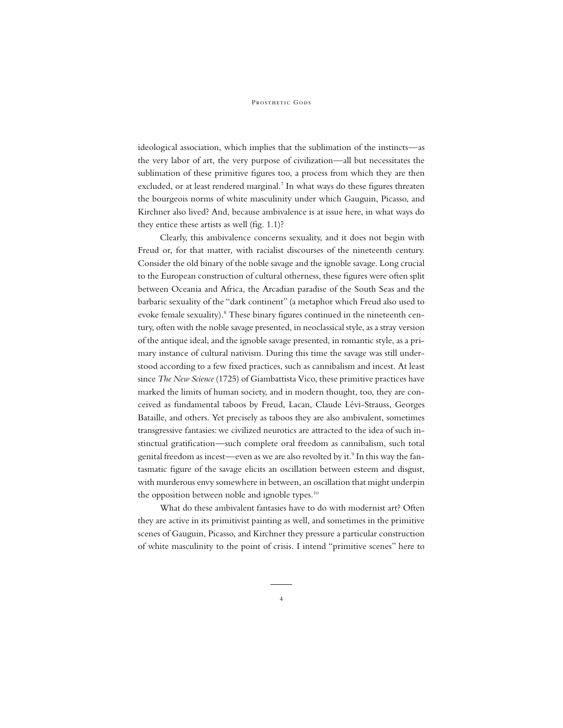ideological association, which implies that the sublimation of the instincts—as the very labor of art, the very purpose of civilization—all but necessitates the sublimation of these primitive figures too, a process from which they are then excluded, or at least rendered marginal.[7] In what ways do these figures threaten the bourgeois norms of white masculinity under which Gauguin, Picasso, and Kirchner also lived? And, because ambivalence is at issue here, in what ways do they entice these artists as well (fig. 1.1)?

Clearly, this ambivalence concerns sexuality, and it does not begin with Freud or, for that matter, with racialist discourses of the nineteenth century. Consider the old binary of the noble savage and the ignoble savage. Long crucial to the European construction of cultural otherness, these figures were often split between Oceania and Africa, the Arcadian paradise of the South Seas and the barbaric sexuality of the "dark continent" (a metaphor which Freud also used to evoke female sexuality).[8] These binary figures continued in the nineteenth century, often with the noble savage presented, in neoclassical style, as a stray version of the antique ideal, and the ignoble savage presented, in romantic style, as a primary instance of cultural nativism. During this time the savage was still understood according to a few fixed practices, such as cannibalism and incest. At least since *The New Science* (1725) of Giambattista Vico, these primitive practices have marked the limits of human society, and in modern thought, too, they are conceived as fundamental taboos by Freud, Lacan, Claude Lévi-Strauss, Georges Bataille, and others. Yet precisely as taboos they are also ambivalent, sometimes transgressive fantasies: we civilized neurotics are attracted to the idea of such instinctual gratification—such complete oral freedom as cannibalism, such total genital freedom as incest—even as we are also revolted by it.[9] In this way the fantasmatic figure of the savage elicits an oscillation between esteem and disgust, with murderous envy somewhere in between, an oscillation that might underpin the opposition between noble and ignoble types.[10]

What do these ambivalent fantasies have to do with modernist art? Often they are active in its primitivist painting as well, and sometimes in the primitive scenes of Gauguin, Picasso, and Kirchner they pressure a particular construction of white masculinity to the point of crisis. I intend "primitive scenes" here to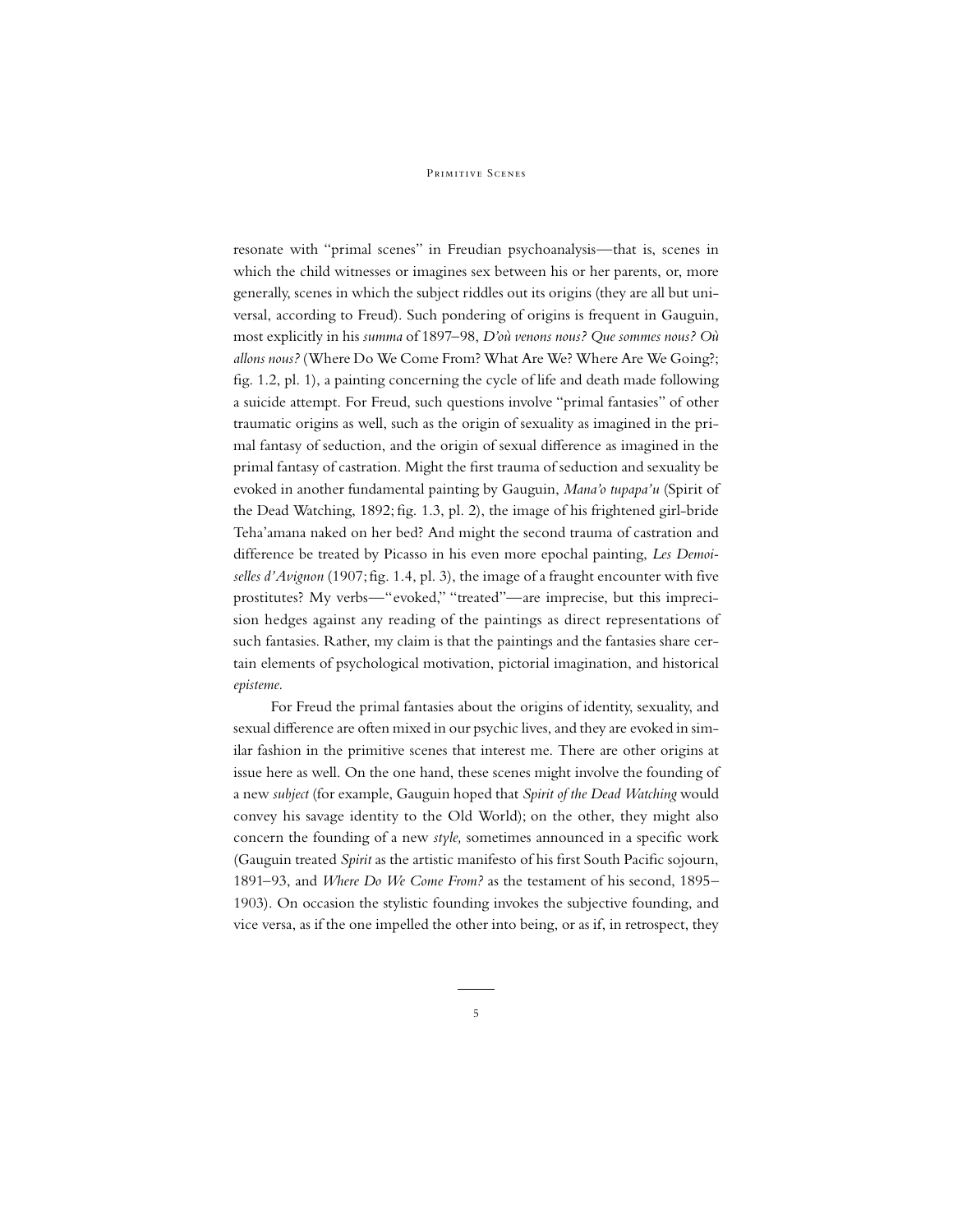resonate with "primal scenes" in Freudian psychoanalysis—that is, scenes in which the child witnesses or imagines sex between his or her parents, or, more generally, scenes in which the subject riddles out its origins (they are all but universal, according to Freud). Such pondering of origins is frequent in Gauguin, most explicitly in his *summa* of 1897–98, *D'où venons nous? Que sommes nous? Où allons nous?* (Where Do We Come From? What Are We? Where Are We Going?; fig. 1.2, pl. 1), a painting concerning the cycle of life and death made following a suicide attempt. For Freud, such questions involve "primal fantasies" of other traumatic origins as well, such as the origin of sexuality as imagined in the primal fantasy of seduction, and the origin of sexual difference as imagined in the primal fantasy of castration. Might the first trauma of seduction and sexuality be evoked in another fundamental painting by Gauguin, *Mana'o tupapa'u* (Spirit of the Dead Watching, 1892; fig. 1.3, pl. 2), the image of his frightened girl-bride Teha'amana naked on her bed? And might the second trauma of castration and difference be treated by Picasso in his even more epochal painting, *Les Demoiselles d'Avignon* (1907; fig. 1.4, pl. 3), the image of a fraught encounter with five prostitutes? My verbs—"evoked," "treated"—are imprecise, but this imprecision hedges against any reading of the paintings as direct representations of such fantasies. Rather, my claim is that the paintings and the fantasies share certain elements of psychological motivation, pictorial imagination, and historical *episteme*.

For Freud the primal fantasies about the origins of identity, sexuality, and sexual difference are often mixed in our psychic lives, and they are evoked in similar fashion in the primitive scenes that interest me. There are other origins at issue here as well. On the one hand, these scenes might involve the founding of a new *subject* (for example, Gauguin hoped that *Spirit of the Dead Watching* would convey his savage identity to the Old World); on the other, they might also concern the founding of a new *style,* sometimes announced in a specific work (Gauguin treated *Spirit* as the artistic manifesto of his first South Pacific sojourn, 1891–93, and *Where Do We Come From?* as the testament of his second, 1895–1903). On occasion the stylistic founding invokes the subjective founding, and vice versa, as if the one impelled the other into being, or as if, in retrospect, they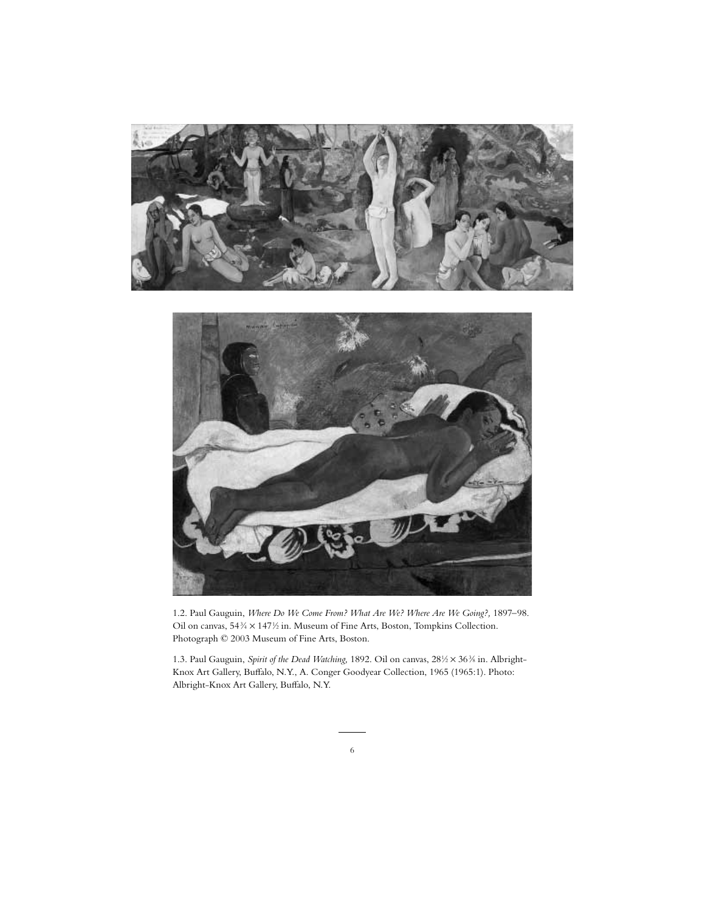1.2. Paul Gauguin, *Where Do We Come From? What Are We? Where Are We Going?,* 1897–98. Oil on canvas, 54¾ × 147½ in. Museum of Fine Arts, Boston, Tompkins Collection. Photograph © 2003 Museum of Fine Arts, Boston.

1.3. Paul Gauguin, *Spirit of the Dead Watching,* 1892. Oil on canvas, 28½ × 36⅜ in. Albright-Knox Art Gallery, Buffalo, N.Y., A. Conger Goodyear Collection, 1965 (1965:1). Photo: Albright-Knox Art Gallery, Buffalo, N.Y.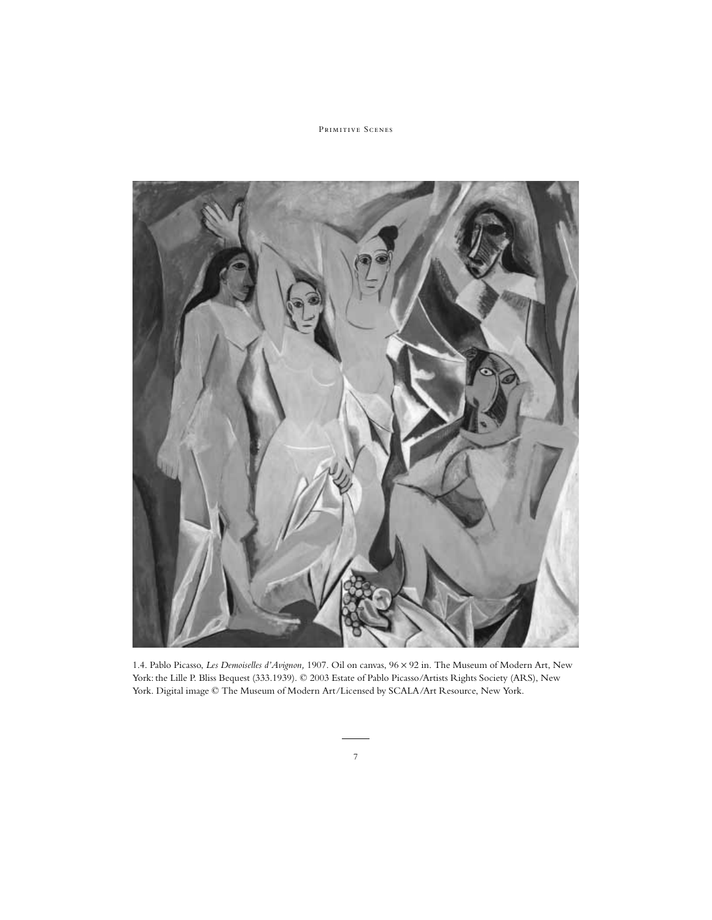1.4. Pablo Picasso, *Les Demoiselles d'Avignon,* 1907. Oil on canvas, 96 × 92 in. The Museum of Modern Art, New York: the Lille P. Bliss Bequest (333.1939). © 2003 Estate of Pablo Picasso/Artists Rights Society (ARS), New York. Digital image © The Museum of Modern Art/Licensed by SCALA/Art Resource, New York.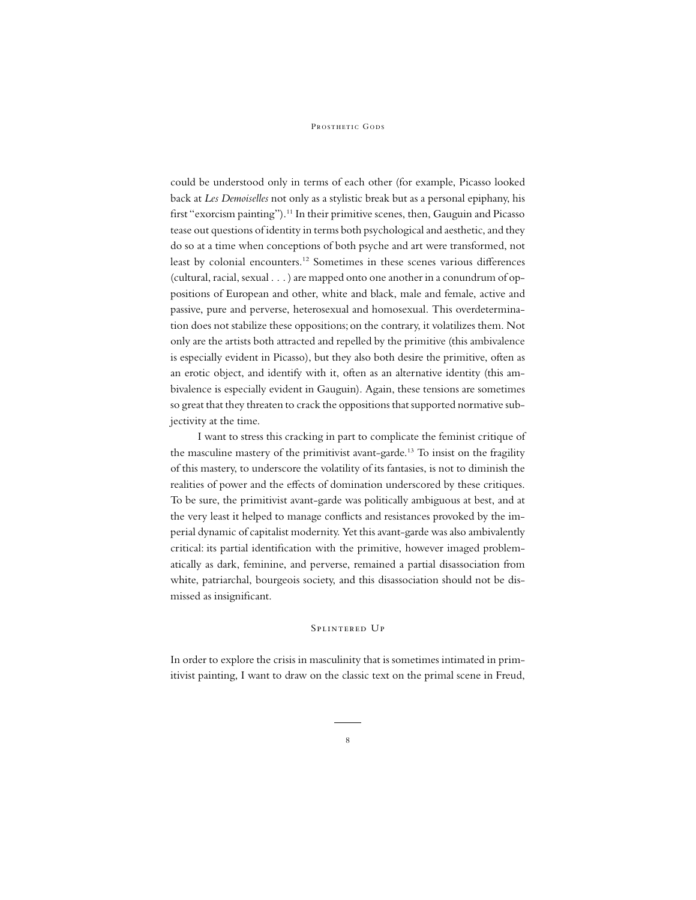could be understood only in terms of each other (for example, Picasso looked back at *Les Demoiselles* not only as a stylistic break but as a personal epiphany, his first "exorcism painting").[11] In their primitive scenes, then, Gauguin and Picasso tease out questions of identity in terms both psychological and aesthetic, and they do so at a time when conceptions of both psyche and art were transformed, not least by colonial encounters.[12] Sometimes in these scenes various differences (cultural, racial, sexual . . . ) are mapped onto one another in a conundrum of oppositions of European and other, white and black, male and female, active and passive, pure and perverse, heterosexual and homosexual. This overdetermination does not stabilize these oppositions; on the contrary, it volatilizes them. Not only are the artists both attracted and repelled by the primitive (this ambivalence is especially evident in Picasso), but they also both desire the primitive, often as an erotic object, and identify with it, often as an alternative identity (this ambivalence is especially evident in Gauguin). Again, these tensions are sometimes so great that they threaten to crack the oppositions that supported normative subjectivity at the time.

I want to stress this cracking in part to complicate the feminist critique of the masculine mastery of the primitivist avant-garde.[13] To insist on the fragility of this mastery, to underscore the volatility of its fantasies, is not to diminish the realities of power and the effects of domination underscored by these critiques. To be sure, the primitivist avant-garde was politically ambiguous at best, and at the very least it helped to manage conflicts and resistances provoked by the imperial dynamic of capitalist modernity. Yet this avant-garde was also ambivalently critical: its partial identification with the primitive, however imaged problematically as dark, feminine, and perverse, remained a partial disassociation from white, patriarchal, bourgeois society, and this disassociation should not be dismissed as insignificant.

## Splintered Up

In order to explore the crisis in masculinity that is sometimes intimated in primitivist painting, I want to draw on the classic text on the primal scene in Freud,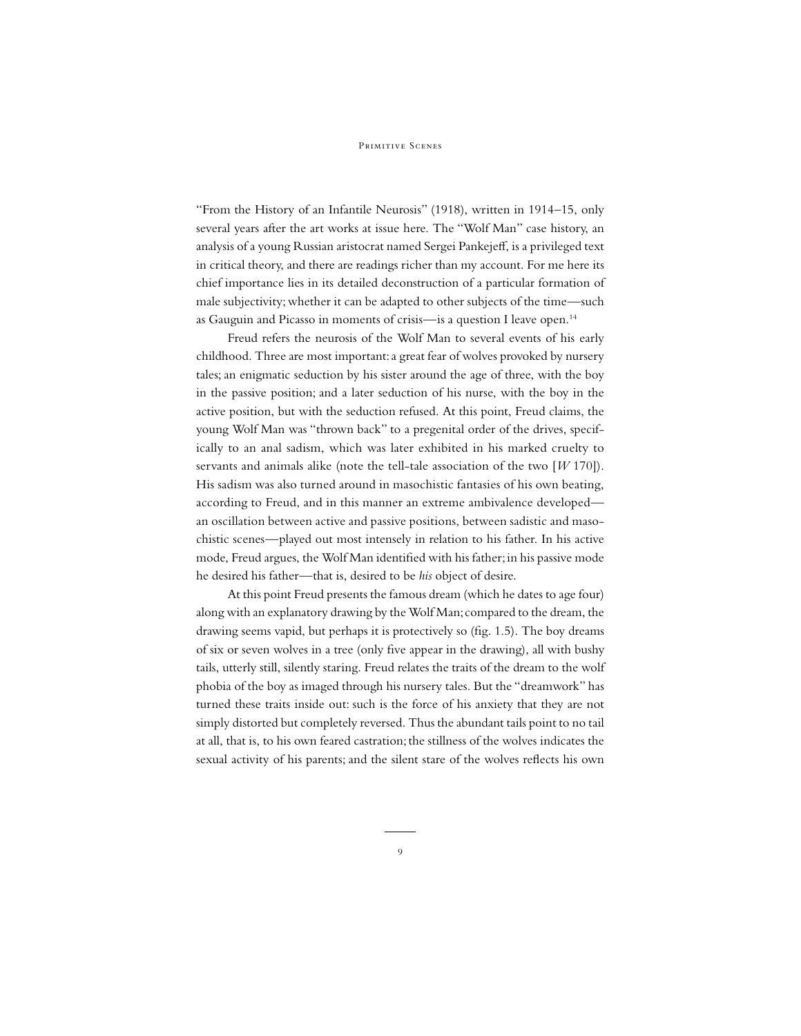"From the History of an Infantile Neurosis" (1918), written in 1914–15, only several years after the art works at issue here. The "Wolf Man" case history, an analysis of a young Russian aristocrat named Sergei Pankejeff, is a privileged text in critical theory, and there are readings richer than my account. For me here its chief importance lies in its detailed deconstruction of a particular formation of male subjectivity; whether it can be adapted to other subjects of the time—such as Gauguin and Picasso in moments of crisis—is a question I leave open.[14]

Freud refers the neurosis of the Wolf Man to several events of his early childhood. Three are most important: a great fear of wolves provoked by nursery tales; an enigmatic seduction by his sister around the age of three, with the boy in the passive position; and a later seduction of his nurse, with the boy in the active position, but with the seduction refused. At this point, Freud claims, the young Wolf Man was "thrown back" to a pregenital order of the drives, specifically to an anal sadism, which was later exhibited in his marked cruelty to servants and animals alike (note the tell-tale association of the two [*W* 170]). His sadism was also turned around in masochistic fantasies of his own beating, according to Freud, and in this manner an extreme ambivalence developed—an oscillation between active and passive positions, between sadistic and masochistic scenes—played out most intensely in relation to his father. In his active mode, Freud argues, the Wolf Man identified with his father; in his passive mode he desired his father—that is, desired to be *his* object of desire.

At this point Freud presents the famous dream (which he dates to age four) along with an explanatory drawing by the Wolf Man; compared to the dream, the drawing seems vapid, but perhaps it is protectively so (fig. 1.5). The boy dreams of six or seven wolves in a tree (only five appear in the drawing), all with bushy tails, utterly still, silently staring. Freud relates the traits of the dream to the wolf phobia of the boy as imaged through his nursery tales. But the "dreamwork" has turned these traits inside out: such is the force of his anxiety that they are not simply distorted but completely reversed. Thus the abundant tails point to no tail at all, that is, to his own feared castration; the stillness of the wolves indicates the sexual activity of his parents; and the silent stare of the wolves reflects his own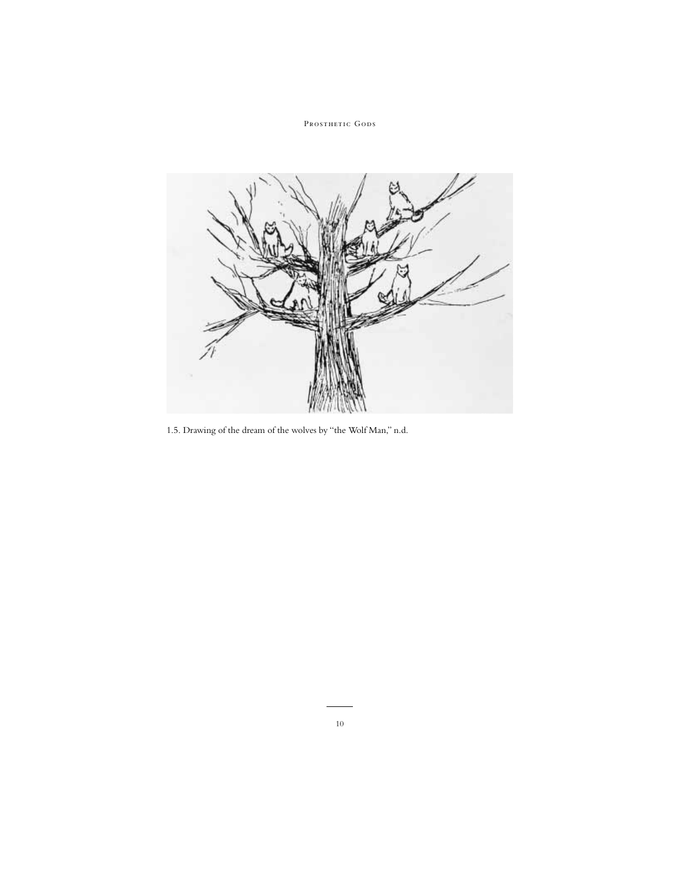1.5. Drawing of the dream of the wolves by "the Wolf Man," n.d.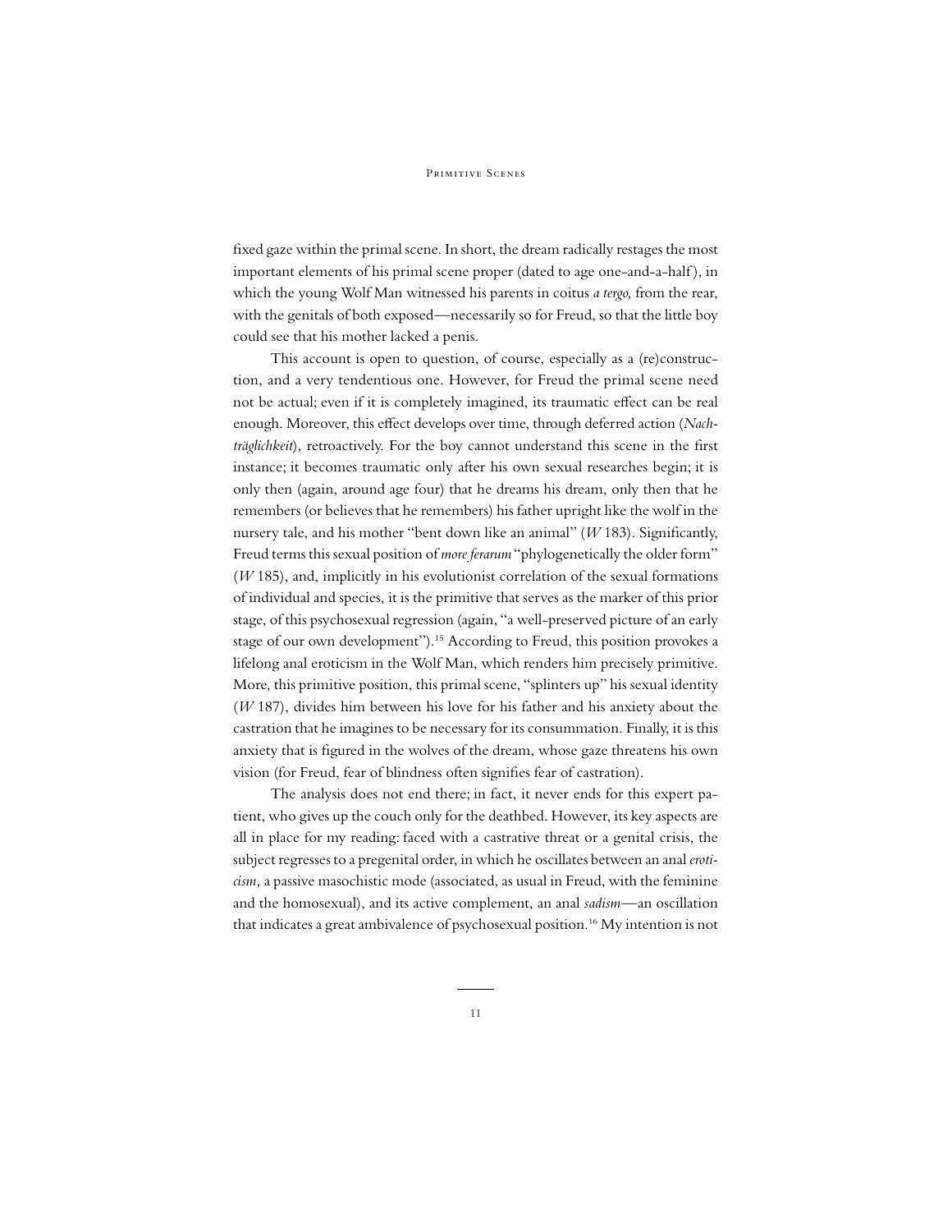fixed gaze within the primal scene. In short, the dream radically restages the most important elements of his primal scene proper (dated to age one-and-a-half), in which the young Wolf Man witnessed his parents in coitus *a tergo,* from the rear, with the genitals of both exposed—necessarily so for Freud, so that the little boy could see that his mother lacked a penis.

This account is open to question, of course, especially as a (re)construction, and a very tendentious one. However, for Freud the primal scene need not be actual; even if it is completely imagined, its traumatic effect can be real enough. Moreover, this effect develops over time, through deferred action (*Nachträglichkeit*), retroactively. For the boy cannot understand this scene in the first instance; it becomes traumatic only after his own sexual researches begin; it is only then (again, around age four) that he dreams his dream, only then that he remembers (or believes that he remembers) his father upright like the wolf in the nursery tale, and his mother "bent down like an animal" (*W* 183). Significantly, Freud terms this sexual position of *more ferarum* "phylogenetically the older form" (*W* 185), and, implicitly in his evolutionist correlation of the sexual formations of individual and species, it is the primitive that serves as the marker of this prior stage, of this psychosexual regression (again, "a well-preserved picture of an early stage of our own development").[15] According to Freud, this position provokes a lifelong anal eroticism in the Wolf Man, which renders him precisely primitive. More, this primitive position, this primal scene, "splinters up" his sexual identity (*W* 187), divides him between his love for his father and his anxiety about the castration that he imagines to be necessary for its consummation. Finally, it is this anxiety that is figured in the wolves of the dream, whose gaze threatens his own vision (for Freud, fear of blindness often signifies fear of castration).

The analysis does not end there; in fact, it never ends for this expert patient, who gives up the couch only for the deathbed. However, its key aspects are all in place for my reading: faced with a castrative threat or a genital crisis, the subject regresses to a pregenital order, in which he oscillates between an anal *eroticism,* a passive masochistic mode (associated, as usual in Freud, with the feminine and the homosexual), and its active complement, an anal *sadism*—an oscillation that indicates a great ambivalence of psychosexual position.[16] My intention is not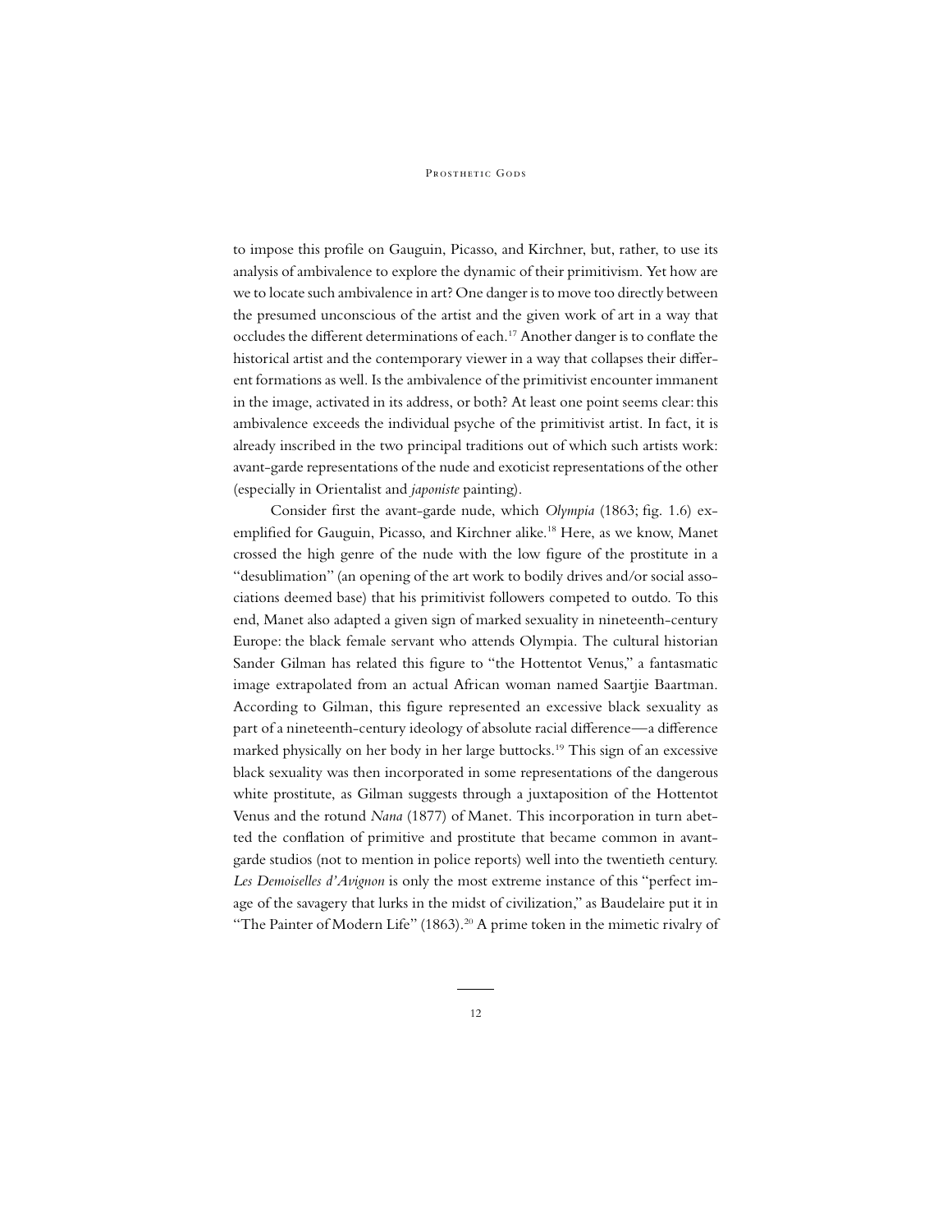to impose this profile on Gauguin, Picasso, and Kirchner, but, rather, to use its analysis of ambivalence to explore the dynamic of their primitivism. Yet how are we to locate such ambivalence in art? One danger is to move too directly between the presumed unconscious of the artist and the given work of art in a way that occludes the different determinations of each.[17] Another danger is to conflate the historical artist and the contemporary viewer in a way that collapses their different formations as well. Is the ambivalence of the primitivist encounter immanent in the image, activated in its address, or both? At least one point seems clear: this ambivalence exceeds the individual psyche of the primitivist artist. In fact, it is already inscribed in the two principal traditions out of which such artists work: avant-garde representations of the nude and exoticist representations of the other (especially in Orientalist and *japoniste* painting).

Consider first the avant-garde nude, which *Olympia* (1863; fig. 1.6) exemplified for Gauguin, Picasso, and Kirchner alike.[18] Here, as we know, Manet crossed the high genre of the nude with the low figure of the prostitute in a "desublimation" (an opening of the art work to bodily drives and/or social associations deemed base) that his primitivist followers competed to outdo. To this end, Manet also adapted a given sign of marked sexuality in nineteenth-century Europe: the black female servant who attends Olympia. The cultural historian Sander Gilman has related this figure to "the Hottentot Venus," a fantasmatic image extrapolated from an actual African woman named Saartjie Baartman. According to Gilman, this figure represented an excessive black sexuality as part of a nineteenth-century ideology of absolute racial difference—a difference marked physically on her body in her large buttocks.[19] This sign of an excessive black sexuality was then incorporated in some representations of the dangerous white prostitute, as Gilman suggests through a juxtaposition of the Hottentot Venus and the rotund *Nana* (1877) of Manet. This incorporation in turn abetted the conflation of primitive and prostitute that became common in avant-garde studios (not to mention in police reports) well into the twentieth century. *Les Demoiselles d'Avignon* is only the most extreme instance of this "perfect image of the savagery that lurks in the midst of civilization," as Baudelaire put it in "The Painter of Modern Life" (1863).[20] A prime token in the mimetic rivalry of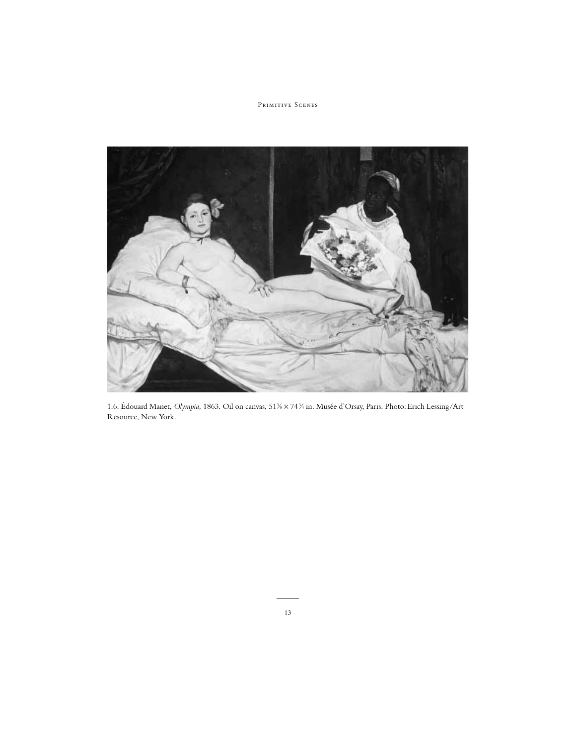1.6. Édouard Manet, *Olympia,* 1863. Oil on canvas, 51⅜ × 74¾ in. Musée d'Orsay, Paris. Photo: Erich Lessing/Art Resource, New York.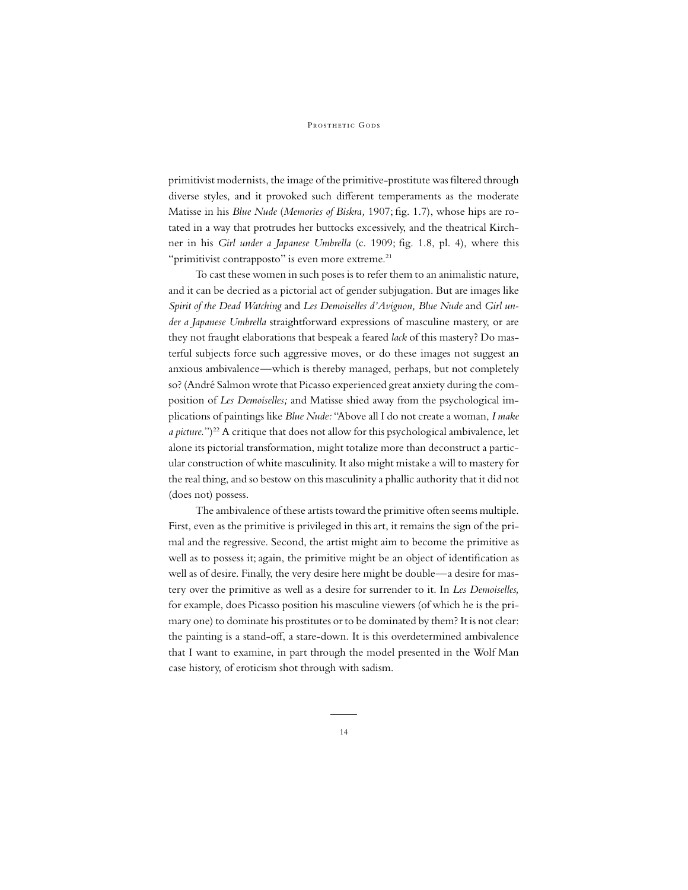primitivist modernists, the image of the primitive-prostitute was filtered through diverse styles, and it provoked such different temperaments as the moderate Matisse in his *Blue Nude* (*Memories of Biskra,* 1907; fig. 1.7), whose hips are rotated in a way that protrudes her buttocks excessively, and the theatrical Kirchner in his *Girl under a Japanese Umbrella* (c. 1909; fig. 1.8, pl. 4), where this "primitivist contrapposto" is even more extreme.[21]

To cast these women in such poses is to refer them to an animalistic nature, and it can be decried as a pictorial act of gender subjugation. But are images like *Spirit of the Dead Watching* and *Les Demoiselles d'Avignon, Blue Nude* and *Girl under a Japanese Umbrella* straightforward expressions of masculine mastery, or are they not fraught elaborations that bespeak a feared *lack* of this mastery? Do masterful subjects force such aggressive moves, or do these images not suggest an anxious ambivalence—which is thereby managed, perhaps, but not completely so? (André Salmon wrote that Picasso experienced great anxiety during the composition of *Les Demoiselles;* and Matisse shied away from the psychological implications of paintings like *Blue Nude:* "Above all I do not create a woman, *I make a picture.*")[22] A critique that does not allow for this psychological ambivalence, let alone its pictorial transformation, might totalize more than deconstruct a particular construction of white masculinity. It also might mistake a will to mastery for the real thing, and so bestow on this masculinity a phallic authority that it did not (does not) possess.

The ambivalence of these artists toward the primitive often seems multiple. First, even as the primitive is privileged in this art, it remains the sign of the primal and the regressive. Second, the artist might aim to become the primitive as well as to possess it; again, the primitive might be an object of identification as well as of desire. Finally, the very desire here might be double—a desire for mastery over the primitive as well as a desire for surrender to it. In *Les Demoiselles,* for example, does Picasso position his masculine viewers (of which he is the primary one) to dominate his prostitutes or to be dominated by them? It is not clear: the painting is a stand-off, a stare-down. It is this overdetermined ambivalence that I want to examine, in part through the model presented in the Wolf Man case history, of eroticism shot through with sadism.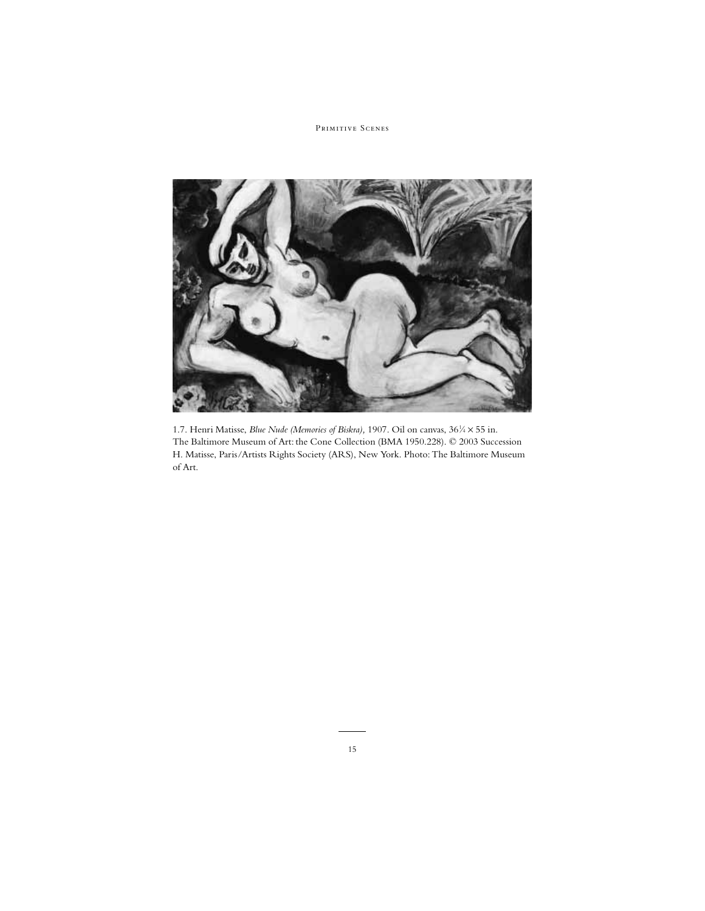1.7. Henri Matisse, *Blue Nude (Memories of Biskra),* 1907. Oil on canvas, 36¼ × 55 in. The Baltimore Museum of Art: the Cone Collection (BMA 1950.228). © 2003 Succession H. Matisse, Paris/Artists Rights Society (ARS), New York. Photo: The Baltimore Museum of Art.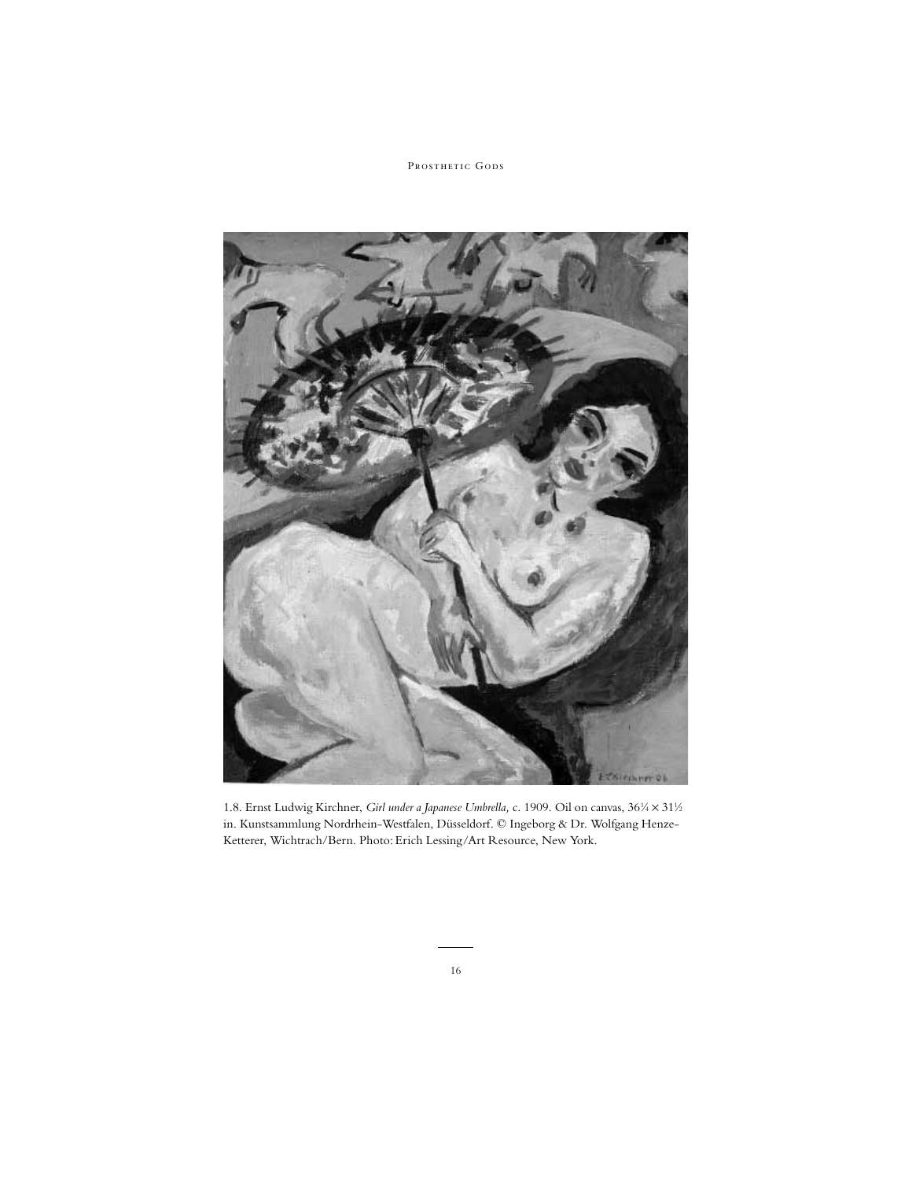1.8. Ernst Ludwig Kirchner, *Girl under a Japanese Umbrella,* c. 1909. Oil on canvas, 36¼ × 31½ in. Kunstsammlung Nordrhein-Westfalen, Düsseldorf. © Ingeborg & Dr. Wolfgang Henze-Ketterer, Wichtrach/Bern. Photo: Erich Lessing/Art Resource, New York.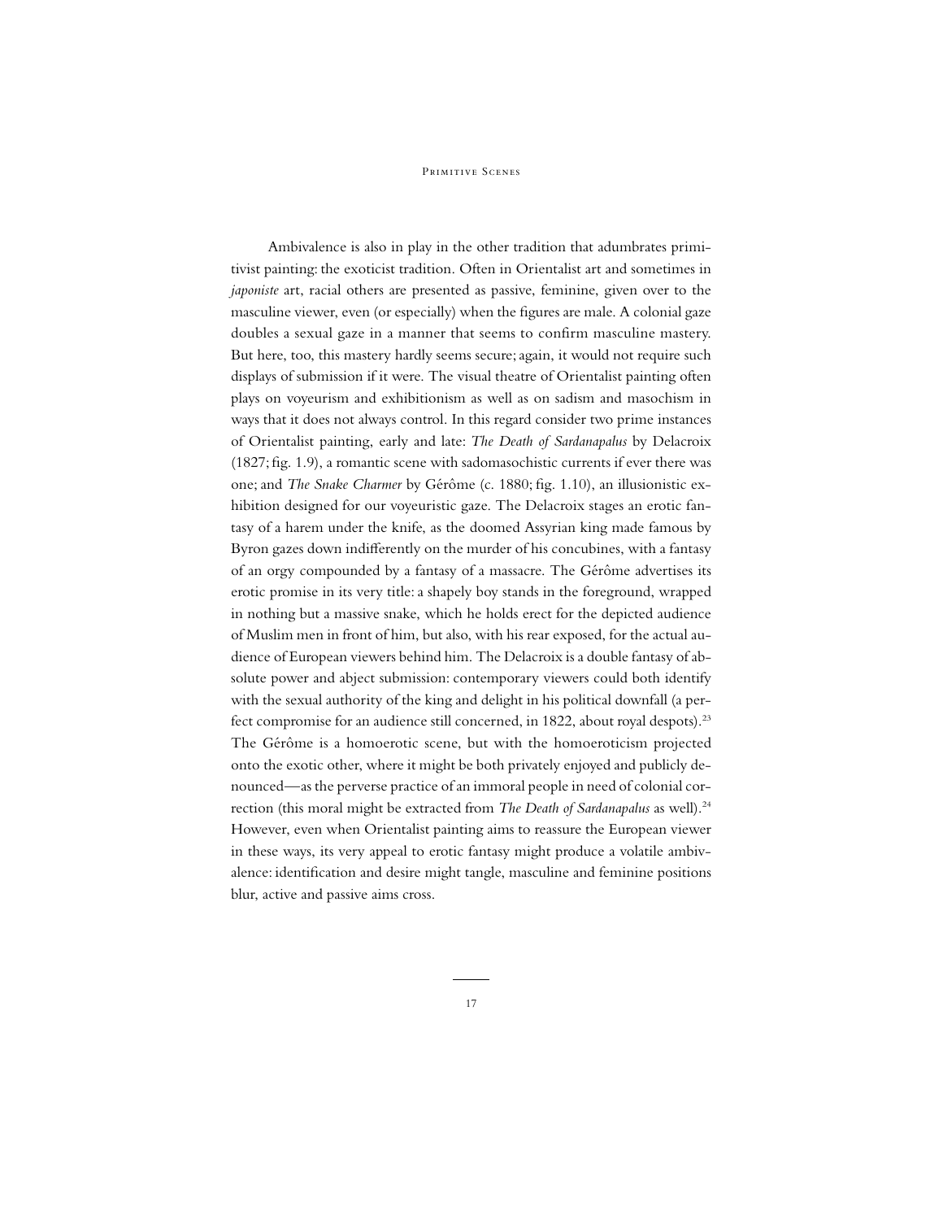Ambivalence is also in play in the other tradition that adumbrates primitivist painting: the exoticist tradition. Often in Orientalist art and sometimes in *japoniste* art, racial others are presented as passive, feminine, given over to the masculine viewer, even (or especially) when the figures are male. A colonial gaze doubles a sexual gaze in a manner that seems to confirm masculine mastery. But here, too, this mastery hardly seems secure; again, it would not require such displays of submission if it were. The visual theatre of Orientalist painting often plays on voyeurism and exhibitionism as well as on sadism and masochism in ways that it does not always control. In this regard consider two prime instances of Orientalist painting, early and late: *The Death of Sardanapalus* by Delacroix (1827; fig. 1.9), a romantic scene with sadomasochistic currents if ever there was one; and *The Snake Charmer* by Gérôme (c. 1880; fig. 1.10), an illusionistic exhibition designed for our voyeuristic gaze. The Delacroix stages an erotic fantasy of a harem under the knife, as the doomed Assyrian king made famous by Byron gazes down indifferently on the murder of his concubines, with a fantasy of an orgy compounded by a fantasy of a massacre. The Gérôme advertises its erotic promise in its very title: a shapely boy stands in the foreground, wrapped in nothing but a massive snake, which he holds erect for the depicted audience of Muslim men in front of him, but also, with his rear exposed, for the actual audience of European viewers behind him. The Delacroix is a double fantasy of absolute power and abject submission: contemporary viewers could both identify with the sexual authority of the king and delight in his political downfall (a perfect compromise for an audience still concerned, in 1822, about royal despots).[23] The Gérôme is a homoerotic scene, but with the homoeroticism projected onto the exotic other, where it might be both privately enjoyed and publicly denounced—as the perverse practice of an immoral people in need of colonial correction (this moral might be extracted from *The Death of Sardanapalus* as well).[24] However, even when Orientalist painting aims to reassure the European viewer in these ways, its very appeal to erotic fantasy might produce a volatile ambivalence: identification and desire might tangle, masculine and feminine positions blur, active and passive aims cross.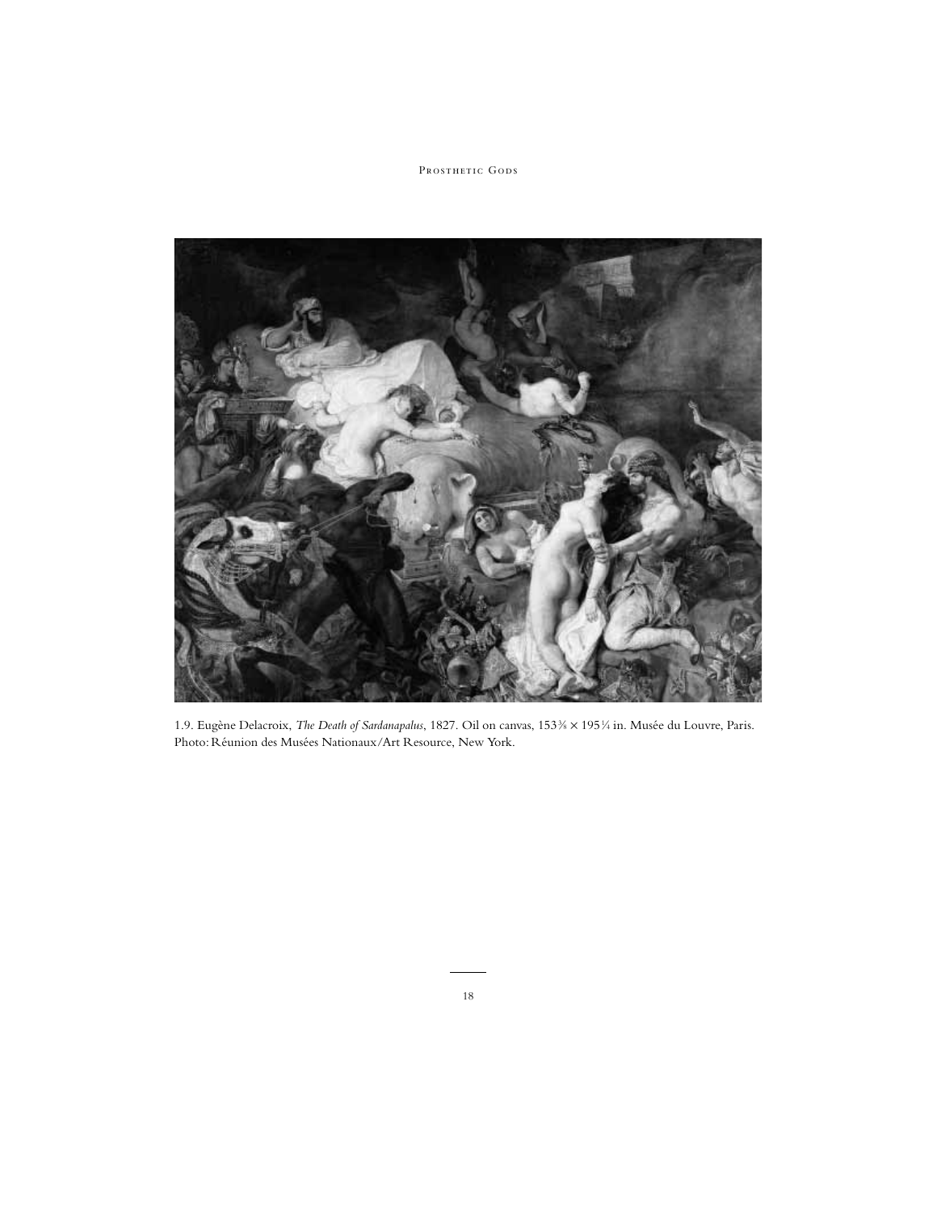1.9. Eugène Delacroix, *The Death of Sardanapalus*, 1827. Oil on canvas, 153⅜ × 195¼ in. Musée du Louvre, Paris. Photo: Réunion des Musées Nationaux/Art Resource, New York.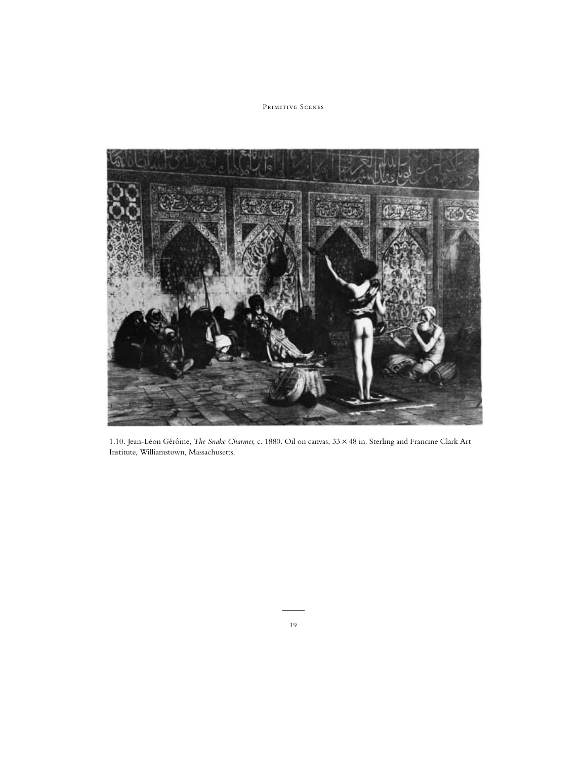1.10. Jean-Léon Gérôme, *The Snake Charmer,* c. 1880. Oil on canvas, 33 × 48 in. Sterling and Francine Clark Art Institute, Williamstown, Massachusetts.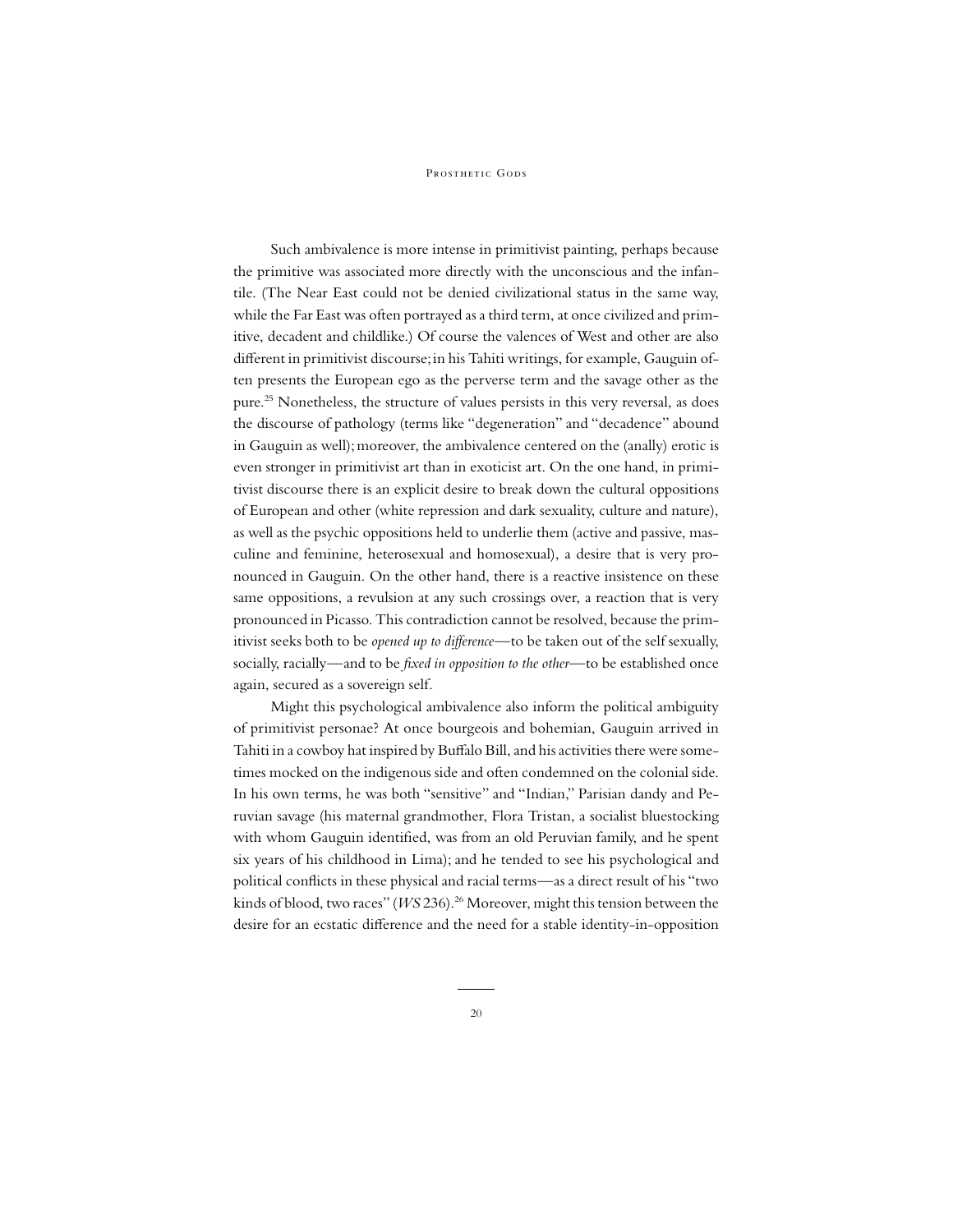Such ambivalence is more intense in primitivist painting, perhaps because the primitive was associated more directly with the unconscious and the infantile. (The Near East could not be denied civilizational status in the same way, while the Far East was often portrayed as a third term, at once civilized and primitive, decadent and childlike.) Of course the valences of West and other are also different in primitivist discourse; in his Tahiti writings, for example, Gauguin often presents the European ego as the perverse term and the savage other as the pure.[25] Nonetheless, the structure of values persists in this very reversal, as does the discourse of pathology (terms like "degeneration" and "decadence" abound in Gauguin as well); moreover, the ambivalence centered on the (anally) erotic is even stronger in primitivist art than in exoticist art. On the one hand, in primitivist discourse there is an explicit desire to break down the cultural oppositions of European and other (white repression and dark sexuality, culture and nature), as well as the psychic oppositions held to underlie them (active and passive, masculine and feminine, heterosexual and homosexual), a desire that is very pronounced in Gauguin. On the other hand, there is a reactive insistence on these same oppositions, a revulsion at any such crossings over, a reaction that is very pronounced in Picasso. This contradiction cannot be resolved, because the primitivist seeks both to be *opened up to difference*—to be taken out of the self sexually, socially, racially—and to be *fixed in opposition to the other*—to be established once again, secured as a sovereign self.

Might this psychological ambivalence also inform the political ambiguity of primitivist personae? At once bourgeois and bohemian, Gauguin arrived in Tahiti in a cowboy hat inspired by Buffalo Bill, and his activities there were sometimes mocked on the indigenous side and often condemned on the colonial side. In his own terms, he was both "sensitive" and "Indian," Parisian dandy and Peruvian savage (his maternal grandmother, Flora Tristan, a socialist bluestocking with whom Gauguin identified, was from an old Peruvian family, and he spent six years of his childhood in Lima); and he tended to see his psychological and political conflicts in these physical and racial terms—as a direct result of his "two kinds of blood, two races" (*WS* 236).[26] Moreover, might this tension between the desire for an ecstatic difference and the need for a stable identity-in-opposition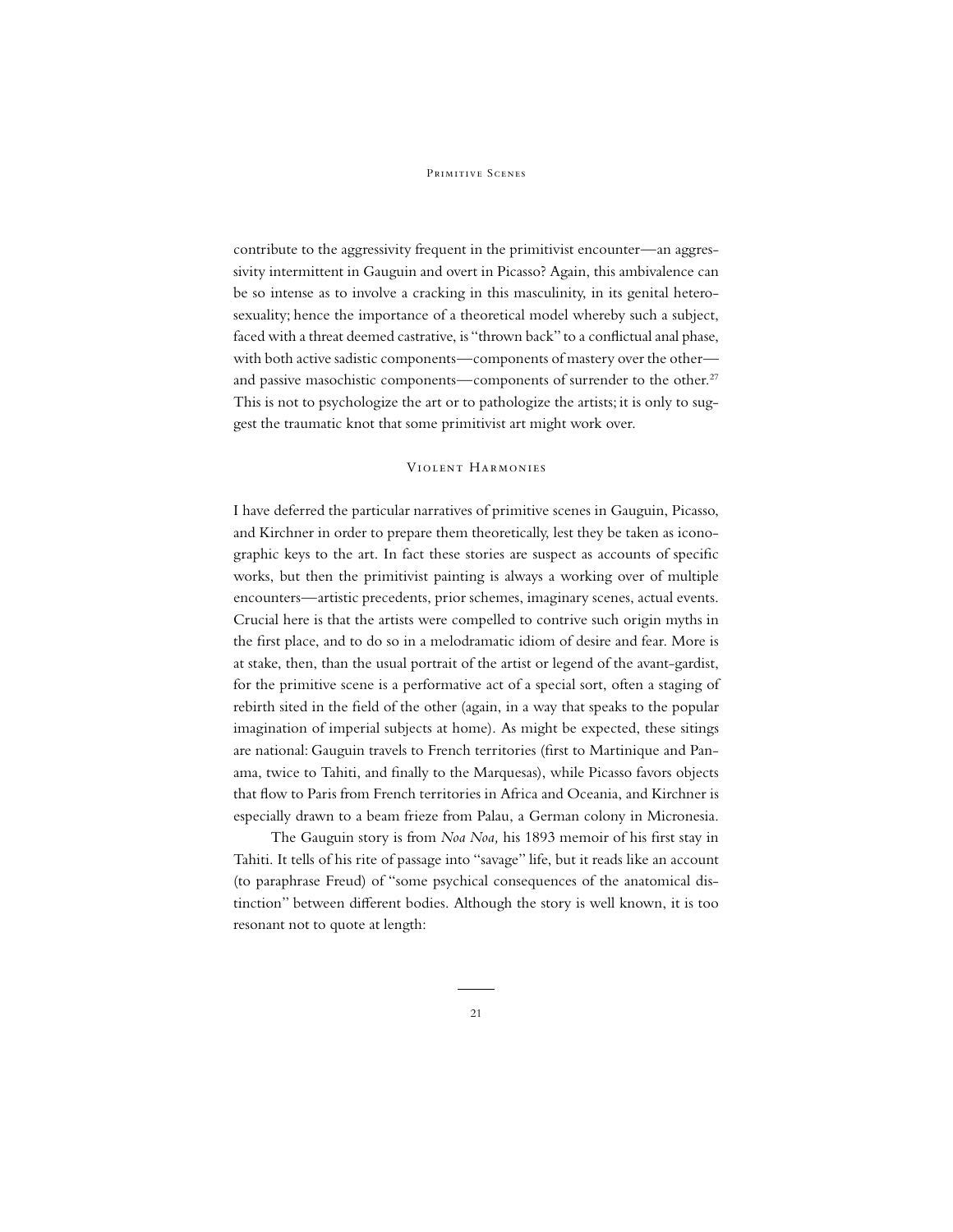contribute to the aggressivity frequent in the primitivist encounter—an aggressivity intermittent in Gauguin and overt in Picasso? Again, this ambivalence can be so intense as to involve a cracking in this masculinity, in its genital heterosexuality; hence the importance of a theoretical model whereby such a subject, faced with a threat deemed castrative, is "thrown back" to a conflictual anal phase, with both active sadistic components—components of mastery over the other—and passive masochistic components—components of surrender to the other.[27] This is not to psychologize the art or to pathologize the artists; it is only to suggest the traumatic knot that some primitivist art might work over.

## Violent Harmonies

I have deferred the particular narratives of primitive scenes in Gauguin, Picasso, and Kirchner in order to prepare them theoretically, lest they be taken as iconographic keys to the art. In fact these stories are suspect as accounts of specific works, but then the primitivist painting is always a working over of multiple encounters—artistic precedents, prior schemes, imaginary scenes, actual events. Crucial here is that the artists were compelled to contrive such origin myths in the first place, and to do so in a melodramatic idiom of desire and fear. More is at stake, then, than the usual portrait of the artist or legend of the avant-gardist, for the primitive scene is a performative act of a special sort, often a staging of rebirth sited in the field of the other (again, in a way that speaks to the popular imagination of imperial subjects at home). As might be expected, these sitings are national: Gauguin travels to French territories (first to Martinique and Panama, twice to Tahiti, and finally to the Marquesas), while Picasso favors objects that flow to Paris from French territories in Africa and Oceania, and Kirchner is especially drawn to a beam frieze from Palau, a German colony in Micronesia.

The Gauguin story is from *Noa Noa,* his 1893 memoir of his first stay in Tahiti. It tells of his rite of passage into "savage" life, but it reads like an account (to paraphrase Freud) of "some psychical consequences of the anatomical distinction" between different bodies. Although the story is well known, it is too resonant not to quote at length: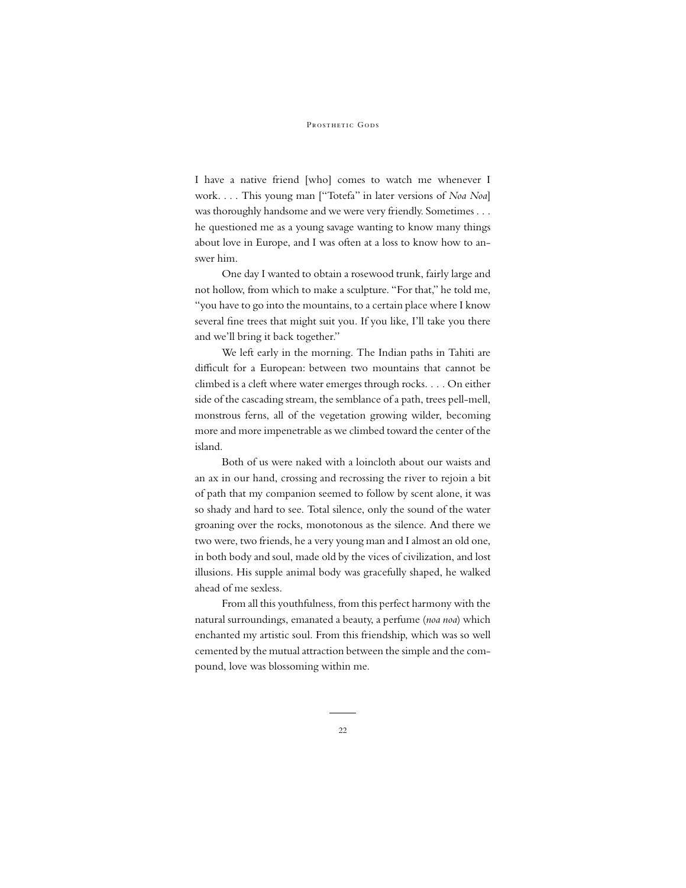I have a native friend [who] comes to watch me whenever I work. . . . This young man ["Totefa" in later versions of *Noa Noa*] was thoroughly handsome and we were very friendly. Sometimes . . . he questioned me as a young savage wanting to know many things about love in Europe, and I was often at a loss to know how to answer him.

One day I wanted to obtain a rosewood trunk, fairly large and not hollow, from which to make a sculpture. "For that," he told me, "you have to go into the mountains, to a certain place where I know several fine trees that might suit you. If you like, I'll take you there and we'll bring it back together."

We left early in the morning. The Indian paths in Tahiti are difficult for a European: between two mountains that cannot be climbed is a cleft where water emerges through rocks. . . . On either side of the cascading stream, the semblance of a path, trees pell-mell, monstrous ferns, all of the vegetation growing wilder, becoming more and more impenetrable as we climbed toward the center of the island.

Both of us were naked with a loincloth about our waists and an ax in our hand, crossing and recrossing the river to rejoin a bit of path that my companion seemed to follow by scent alone, it was so shady and hard to see. Total silence, only the sound of the water groaning over the rocks, monotonous as the silence. And there we two were, two friends, he a very young man and I almost an old one, in both body and soul, made old by the vices of civilization, and lost illusions. His supple animal body was gracefully shaped, he walked ahead of me sexless.

From all this youthfulness, from this perfect harmony with the natural surroundings, emanated a beauty, a perfume (*noa noa*) which enchanted my artistic soul. From this friendship, which was so well cemented by the mutual attraction between the simple and the compound, love was blossoming within me.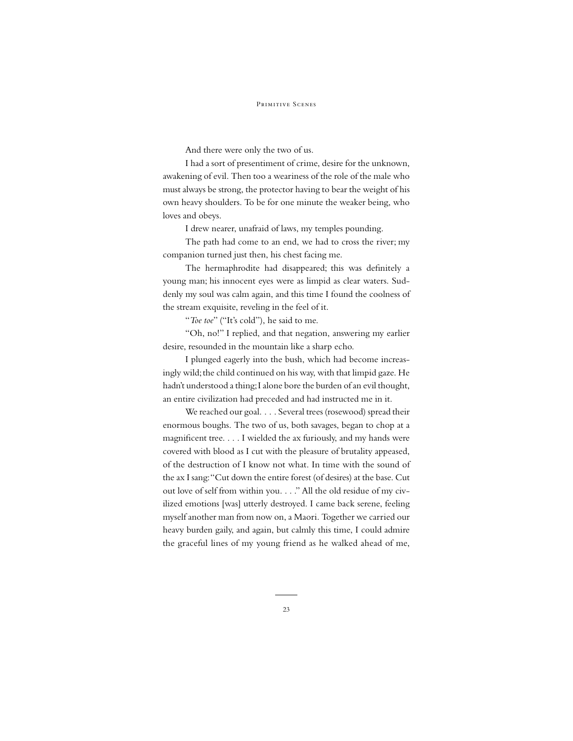And there were only the two of us.

I had a sort of presentiment of crime, desire for the unknown, awakening of evil. Then too a weariness of the role of the male who must always be strong, the protector having to bear the weight of his own heavy shoulders. To be for one minute the weaker being, who loves and obeys.

I drew nearer, unafraid of laws, my temples pounding.

The path had come to an end, we had to cross the river; my companion turned just then, his chest facing me.

The hermaphrodite had disappeared; this was definitely a young man; his innocent eyes were as limpid as clear waters. Suddenly my soul was calm again, and this time I found the coolness of the stream exquisite, reveling in the feel of it.

"*Toe toe*" ("It's cold"), he said to me.

"Oh, no!" I replied, and that negation, answering my earlier desire, resounded in the mountain like a sharp echo.

I plunged eagerly into the bush, which had become increasingly wild; the child continued on his way, with that limpid gaze. He hadn't understood a thing; I alone bore the burden of an evil thought, an entire civilization had preceded and had instructed me in it.

We reached our goal. . . . Several trees (rosewood) spread their enormous boughs. The two of us, both savages, began to chop at a magnificent tree. . . . I wielded the ax furiously, and my hands were covered with blood as I cut with the pleasure of brutality appeased, of the destruction of I know not what. In time with the sound of the ax I sang: "Cut down the entire forest (of desires) at the base. Cut out love of self from within you. . . ." All the old residue of my civilized emotions [was] utterly destroyed. I came back serene, feeling myself another man from now on, a Maori. Together we carried our heavy burden gaily, and again, but calmly this time, I could admire the graceful lines of my young friend as he walked ahead of me,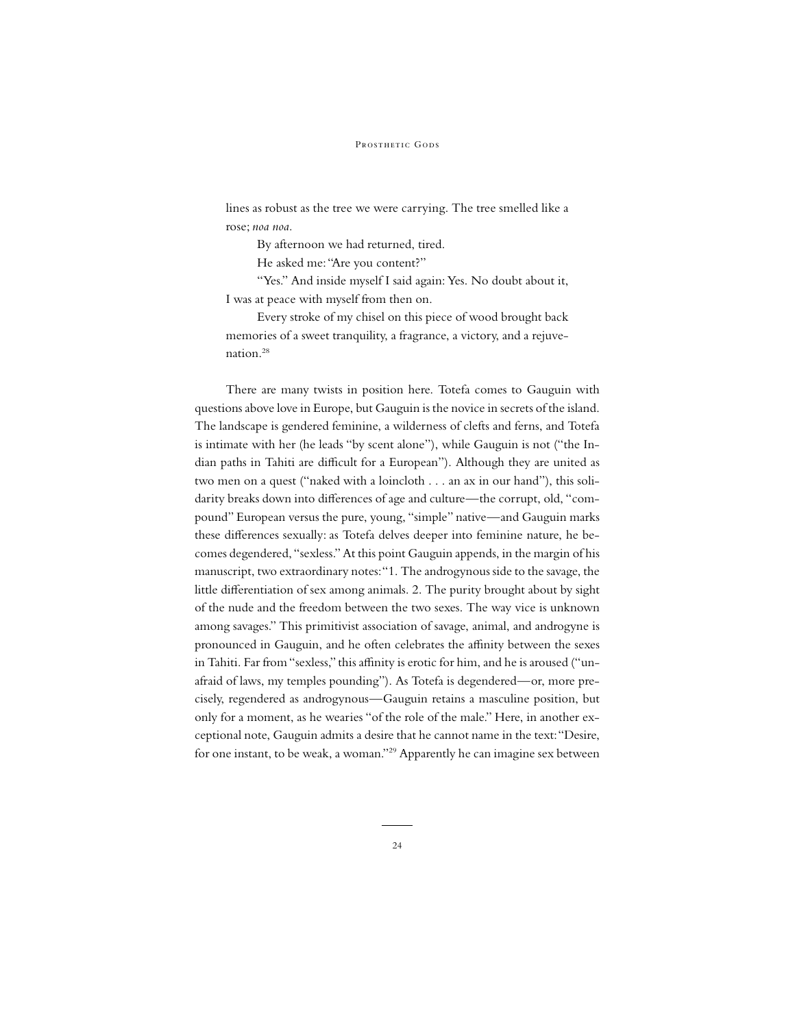lines as robust as the tree we were carrying. The tree smelled like a rose; *noa noa*.

By afternoon we had returned, tired.

He asked me: "Are you content?"

"Yes." And inside myself I said again: Yes. No doubt about it, I was at peace with myself from then on.

Every stroke of my chisel on this piece of wood brought back memories of a sweet tranquility, a fragrance, a victory, and a rejuvenation.[28]

There are many twists in position here. Totefa comes to Gauguin with questions above love in Europe, but Gauguin is the novice in secrets of the island. The landscape is gendered feminine, a wilderness of clefts and ferns, and Totefa is intimate with her (he leads "by scent alone"), while Gauguin is not ("the Indian paths in Tahiti are difficult for a European"). Although they are united as two men on a quest ("naked with a loincloth . . . an ax in our hand"), this solidarity breaks down into differences of age and culture—the corrupt, old, "compound" European versus the pure, young, "simple" native—and Gauguin marks these differences sexually: as Totefa delves deeper into feminine nature, he becomes degendered, "sexless." At this point Gauguin appends, in the margin of his manuscript, two extraordinary notes: "1. The androgynous side to the savage, the little differentiation of sex among animals. 2. The purity brought about by sight of the nude and the freedom between the two sexes. The way vice is unknown among savages." This primitivist association of savage, animal, and androgyne is pronounced in Gauguin, and he often celebrates the affinity between the sexes in Tahiti. Far from "sexless," this affinity is erotic for him, and he is aroused ("unafraid of laws, my temples pounding"). As Totefa is degendered—or, more precisely, regendered as androgynous—Gauguin retains a masculine position, but only for a moment, as he wearies "of the role of the male." Here, in another exceptional note, Gauguin admits a desire that he cannot name in the text: "Desire, for one instant, to be weak, a woman."[29] Apparently he can imagine sex between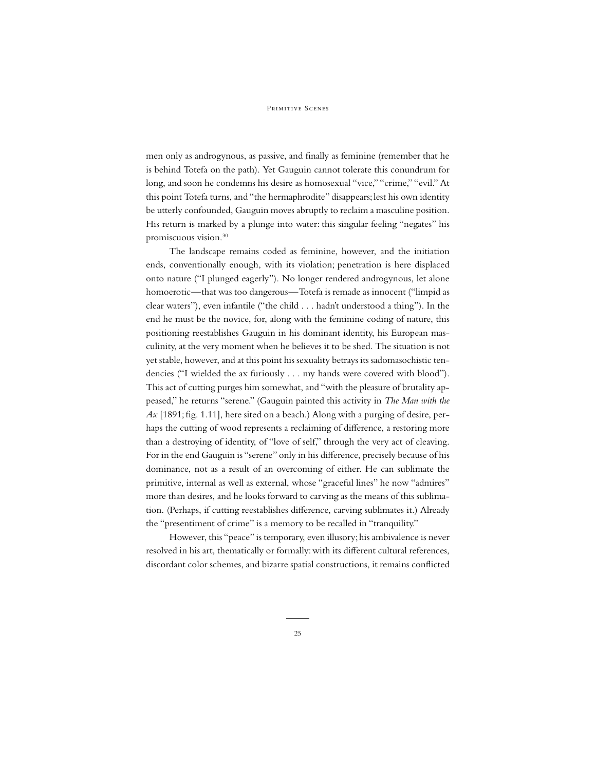men only as androgynous, as passive, and finally as feminine (remember that he is behind Totefa on the path). Yet Gauguin cannot tolerate this conundrum for long, and soon he condemns his desire as homosexual "vice," "crime," "evil." At this point Totefa turns, and "the hermaphrodite" disappears; lest his own identity be utterly confounded, Gauguin moves abruptly to reclaim a masculine position. His return is marked by a plunge into water: this singular feeling "negates" his promiscuous vision.[30]

The landscape remains coded as feminine, however, and the initiation ends, conventionally enough, with its violation; penetration is here displaced onto nature ("I plunged eagerly"). No longer rendered androgynous, let alone homoerotic—that was too dangerous—Totefa is remade as innocent ("limpid as clear waters"), even infantile ("the child . . . hadn't understood a thing"). In the end he must be the novice, for, along with the feminine coding of nature, this positioning reestablishes Gauguin in his dominant identity, his European masculinity, at the very moment when he believes it to be shed. The situation is not yet stable, however, and at this point his sexuality betrays its sadomasochistic tendencies ("I wielded the ax furiously . . . my hands were covered with blood"). This act of cutting purges him somewhat, and "with the pleasure of brutality appeased," he returns "serene." (Gauguin painted this activity in *The Man with the Ax* [1891; fig. 1.11], here sited on a beach.) Along with a purging of desire, perhaps the cutting of wood represents a reclaiming of difference, a restoring more than a destroying of identity, of "love of self," through the very act of cleaving. For in the end Gauguin is "serene" only in his difference, precisely because of his dominance, not as a result of an overcoming of either. He can sublimate the primitive, internal as well as external, whose "graceful lines" he now "admires" more than desires, and he looks forward to carving as the means of this sublimation. (Perhaps, if cutting reestablishes difference, carving sublimates it.) Already the "presentiment of crime" is a memory to be recalled in "tranquility."

However, this "peace" is temporary, even illusory; his ambivalence is never resolved in his art, thematically or formally: with its different cultural references, discordant color schemes, and bizarre spatial constructions, it remains conflicted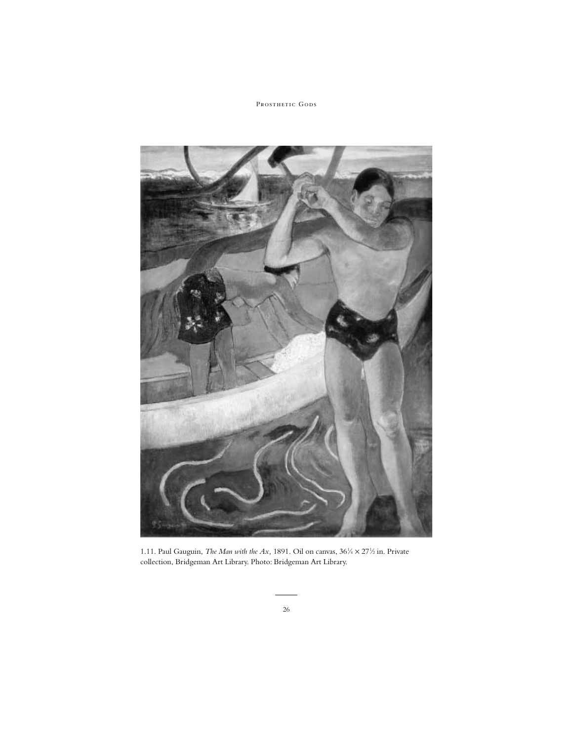1.11. Paul Gauguin, *The Man with the Ax,* 1891. Oil on canvas, 36¼ × 27½ in. Private collection, Bridgeman Art Library. Photo: Bridgeman Art Library.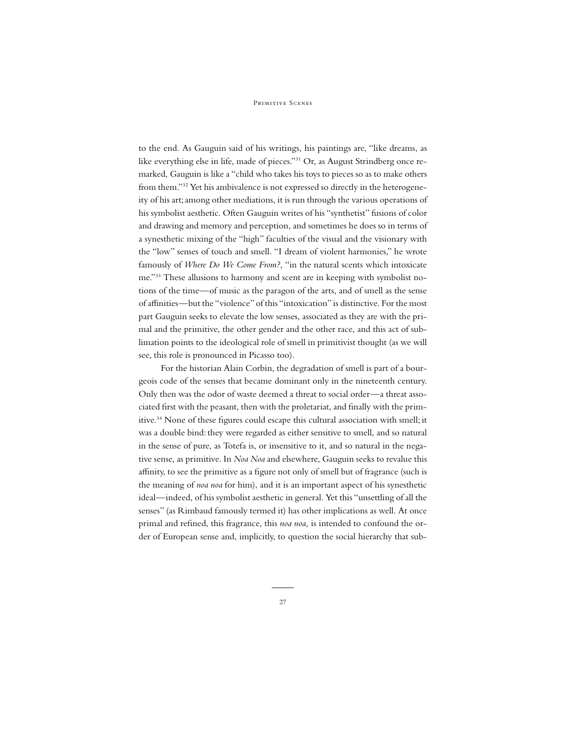to the end. As Gauguin said of his writings, his paintings are, "like dreams, as like everything else in life, made of pieces."[31] Or, as August Strindberg once remarked, Gauguin is like a "child who takes his toys to pieces so as to make others from them."[32] Yet his ambivalence is not expressed so directly in the heterogeneity of his art; among other mediations, it is run through the various operations of his symbolist aesthetic. Often Gauguin writes of his "synthetist" fusions of color and drawing and memory and perception, and sometimes he does so in terms of a synesthetic mixing of the "high" faculties of the visual and the visionary with the "low" senses of touch and smell. "I dream of violent harmonies," he wrote famously of *Where Do We Come From?,* "in the natural scents which intoxicate me."[33] These allusions to harmony and scent are in keeping with symbolist notions of the time—of music as the paragon of the arts, and of smell as the sense of affinities—but the "violence" of this "intoxication" is distinctive. For the most part Gauguin seeks to elevate the low senses, associated as they are with the primal and the primitive, the other gender and the other race, and this act of sublimation points to the ideological role of smell in primitivist thought (as we will see, this role is pronounced in Picasso too).

For the historian Alain Corbin, the degradation of smell is part of a bourgeois code of the senses that became dominant only in the nineteenth century. Only then was the odor of waste deemed a threat to social order—a threat associated first with the peasant, then with the proletariat, and finally with the primitive.[34] None of these figures could escape this cultural association with smell; it was a double bind: they were regarded as either sensitive to smell, and so natural in the sense of pure, as Totefa is, or insensitive to it, and so natural in the negative sense, as primitive. In *Noa Noa* and elsewhere, Gauguin seeks to revalue this affinity, to see the primitive as a figure not only of smell but of fragrance (such is the meaning of *noa noa* for him), and it is an important aspect of his synesthetic ideal—indeed, of his symbolist aesthetic in general. Yet this "unsettling of all the senses" (as Rimbaud famously termed it) has other implications as well. At once primal and refined, this fragrance, this *noa noa,* is intended to confound the order of European sense and, implicitly, to question the social hierarchy that sub-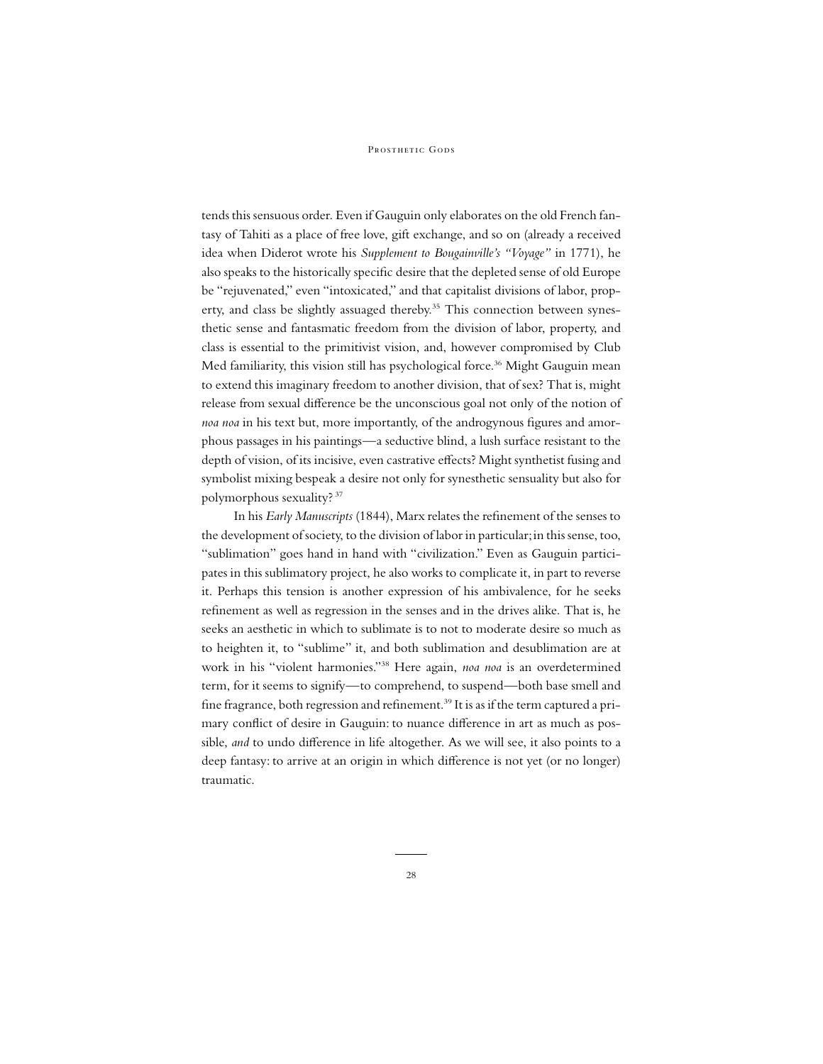tends this sensuous order. Even if Gauguin only elaborates on the old French fantasy of Tahiti as a place of free love, gift exchange, and so on (already a received idea when Diderot wrote his *Supplement to Bougainville's "Voyage"* in 1771), he also speaks to the historically specific desire that the depleted sense of old Europe be "rejuvenated," even "intoxicated," and that capitalist divisions of labor, property, and class be slightly assuaged thereby.[35] This connection between synesthetic sense and fantasmatic freedom from the division of labor, property, and class is essential to the primitivist vision, and, however compromised by Club Med familiarity, this vision still has psychological force.[36] Might Gauguin mean to extend this imaginary freedom to another division, that of sex? That is, might release from sexual difference be the unconscious goal not only of the notion of *noa noa* in his text but, more importantly, of the androgynous figures and amorphous passages in his paintings—a seductive blind, a lush surface resistant to the depth of vision, of its incisive, even castrative effects? Might synthetist fusing and symbolist mixing bespeak a desire not only for synesthetic sensuality but also for polymorphous sexuality?[37]

In his *Early Manuscripts* (1844), Marx relates the refinement of the senses to the development of society, to the division of labor in particular; in this sense, too, "sublimation" goes hand in hand with "civilization." Even as Gauguin participates in this sublimatory project, he also works to complicate it, in part to reverse it. Perhaps this tension is another expression of his ambivalence, for he seeks refinement as well as regression in the senses and in the drives alike. That is, he seeks an aesthetic in which to sublimate is to not to moderate desire so much as to heighten it, to "sublime" it, and both sublimation and desublimation are at work in his "violent harmonies."[38] Here again, *noa noa* is an overdetermined term, for it seems to signify—to comprehend, to suspend—both base smell and fine fragrance, both regression and refinement.[39] It is as if the term captured a primary conflict of desire in Gauguin: to nuance difference in art as much as possible, *and* to undo difference in life altogether. As we will see, it also points to a deep fantasy: to arrive at an origin in which difference is not yet (or no longer) traumatic.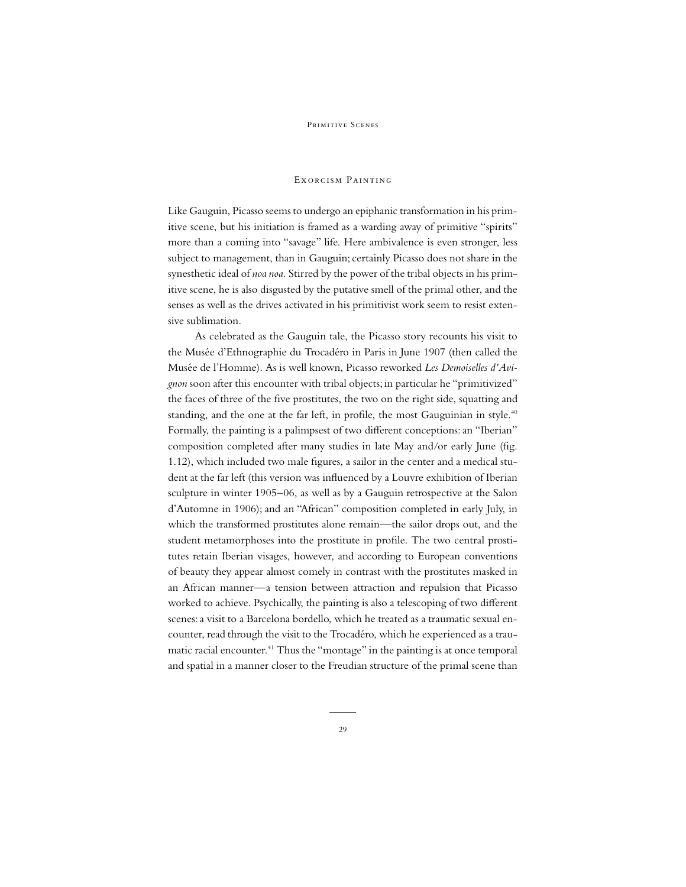## Exorcism Painting

Like Gauguin, Picasso seems to undergo an epiphanic transformation in his primitive scene, but his initiation is framed as a warding away of primitive "spirits" more than a coming into "savage" life. Here ambivalence is even stronger, less subject to management, than in Gauguin; certainly Picasso does not share in the synesthetic ideal of *noa noa*. Stirred by the power of the tribal objects in his primitive scene, he is also disgusted by the putative smell of the primal other, and the senses as well as the drives activated in his primitivist work seem to resist extensive sublimation.

As celebrated as the Gauguin tale, the Picasso story recounts his visit to the Musée d'Ethnographie du Trocadéro in Paris in June 1907 (then called the Musée de l'Homme). As is well known, Picasso reworked *Les Demoiselles d'Avignon* soon after this encounter with tribal objects; in particular he "primitivized" the faces of three of the five prostitutes, the two on the right side, squatting and standing, and the one at the far left, in profile, the most Gauguinian in style.[40] Formally, the painting is a palimpsest of two different conceptions: an "Iberian" composition completed after many studies in late May and/or early June (fig. 1.12), which included two male figures, a sailor in the center and a medical student at the far left (this version was influenced by a Louvre exhibition of Iberian sculpture in winter 1905–06, as well as by a Gauguin retrospective at the Salon d'Automne in 1906); and an "African" composition completed in early July, in which the transformed prostitutes alone remain—the sailor drops out, and the student metamorphoses into the prostitute in profile. The two central prostitutes retain Iberian visages, however, and according to European conventions of beauty they appear almost comely in contrast with the prostitutes masked in an African manner—a tension between attraction and repulsion that Picasso worked to achieve. Psychically, the painting is also a telescoping of two different scenes: a visit to a Barcelona bordello, which he treated as a traumatic sexual encounter, read through the visit to the Trocadéro, which he experienced as a traumatic racial encounter.[41] Thus the "montage" in the painting is at once temporal and spatial in a manner closer to the Freudian structure of the primal scene than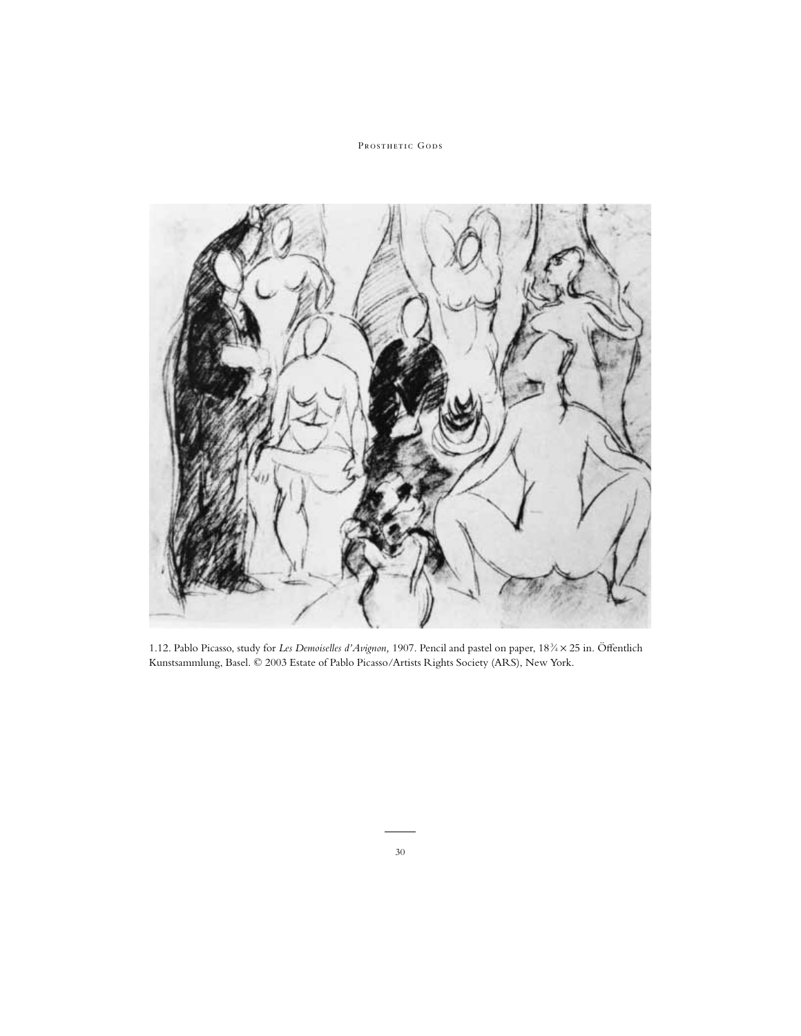1.12. Pablo Picasso, study for *Les Demoiselles d'Avignon,* 1907. Pencil and pastel on paper, 18¾ × 25 in. Öffentlich Kunstsammlung, Basel. © 2003 Estate of Pablo Picasso/Artists Rights Society (ARS), New York.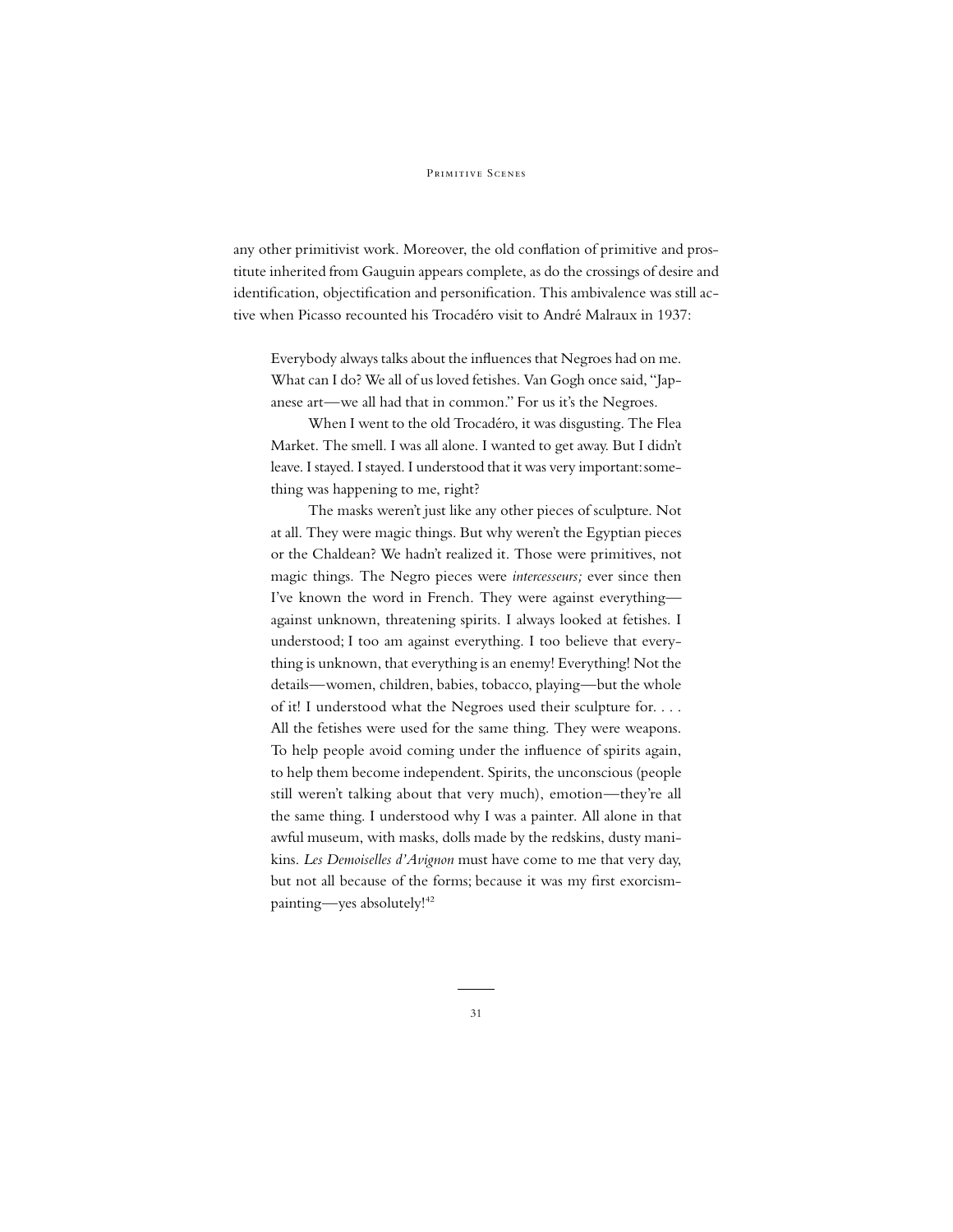any other primitivist work. Moreover, the old conflation of primitive and prostitute inherited from Gauguin appears complete, as do the crossings of desire and identification, objectification and personification. This ambivalence was still active when Picasso recounted his Trocadéro visit to André Malraux in 1937:

> Everybody always talks about the influences that Negroes had on me. What can I do? We all of us loved fetishes. Van Gogh once said, "Japanese art—we all had that in common." For us it's the Negroes.
>
> When I went to the old Trocadéro, it was disgusting. The Flea Market. The smell. I was all alone. I wanted to get away. But I didn't leave. I stayed. I stayed. I understood that it was very important: something was happening to me, right?
>
> The masks weren't just like any other pieces of sculpture. Not at all. They were magic things. But why weren't the Egyptian pieces or the Chaldean? We hadn't realized it. Those were primitives, not magic things. The Negro pieces were *intercesseurs;* ever since then I've known the word in French. They were against everything—against unknown, threatening spirits. I always looked at fetishes. I understood; I too am against everything. I too believe that everything is unknown, that everything is an enemy! Everything! Not the details—women, children, babies, tobacco, playing—but the whole of it! I understood what the Negroes used their sculpture for. . . . All the fetishes were used for the same thing. They were weapons. To help people avoid coming under the influence of spirits again, to help them become independent. Spirits, the unconscious (people still weren't talking about that very much), emotion—they're all the same thing. I understood why I was a painter. All alone in that awful museum, with masks, dolls made by the redskins, dusty manikins. *Les Demoiselles d'Avignon* must have come to me that very day, but not all because of the forms; because it was my first exorcism-painting—yes absolutely![42]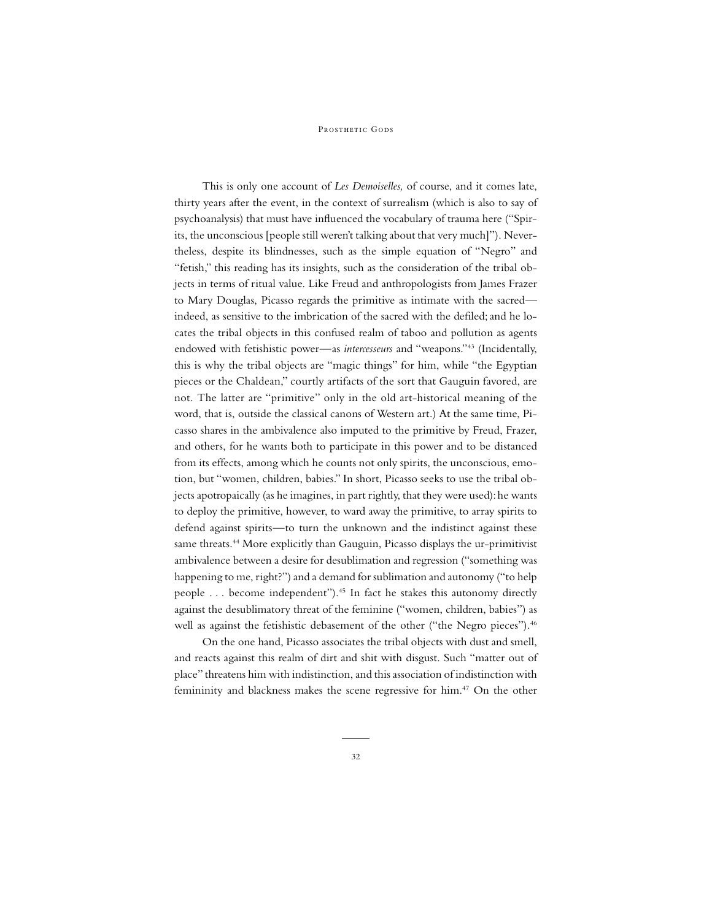This is only one account of *Les Demoiselles,* of course, and it comes late, thirty years after the event, in the context of surrealism (which is also to say of psychoanalysis) that must have influenced the vocabulary of trauma here ("Spirits, the unconscious [people still weren't talking about that very much]"). Nevertheless, despite its blindnesses, such as the simple equation of "Negro" and "fetish," this reading has its insights, such as the consideration of the tribal objects in terms of ritual value. Like Freud and anthropologists from James Frazer to Mary Douglas, Picasso regards the primitive as intimate with the sacred—indeed, as sensitive to the imbrication of the sacred with the defiled; and he locates the tribal objects in this confused realm of taboo and pollution as agents endowed with fetishistic power—as *intercesseurs* and "weapons."[43] (Incidentally, this is why the tribal objects are "magic things" for him, while "the Egyptian pieces or the Chaldean," courtly artifacts of the sort that Gauguin favored, are not. The latter are "primitive" only in the old art-historical meaning of the word, that is, outside the classical canons of Western art.) At the same time, Picasso shares in the ambivalence also imputed to the primitive by Freud, Frazer, and others, for he wants both to participate in this power and to be distanced from its effects, among which he counts not only spirits, the unconscious, emotion, but "women, children, babies." In short, Picasso seeks to use the tribal objects apotropaically (as he imagines, in part rightly, that they were used): he wants to deploy the primitive, however, to ward away the primitive, to array spirits to defend against spirits—to turn the unknown and the indistinct against these same threats.[44] More explicitly than Gauguin, Picasso displays the ur-primitivist ambivalence between a desire for desublimation and regression ("something was happening to me, right?") and a demand for sublimation and autonomy ("to help people . . . become independent").[45] In fact he stakes this autonomy directly against the desublimatory threat of the feminine ("women, children, babies") as well as against the fetishistic debasement of the other ("the Negro pieces").[46]

On the one hand, Picasso associates the tribal objects with dust and smell, and reacts against this realm of dirt and shit with disgust. Such "matter out of place" threatens him with indistinction, and this association of indistinction with femininity and blackness makes the scene regressive for him.[47] On the other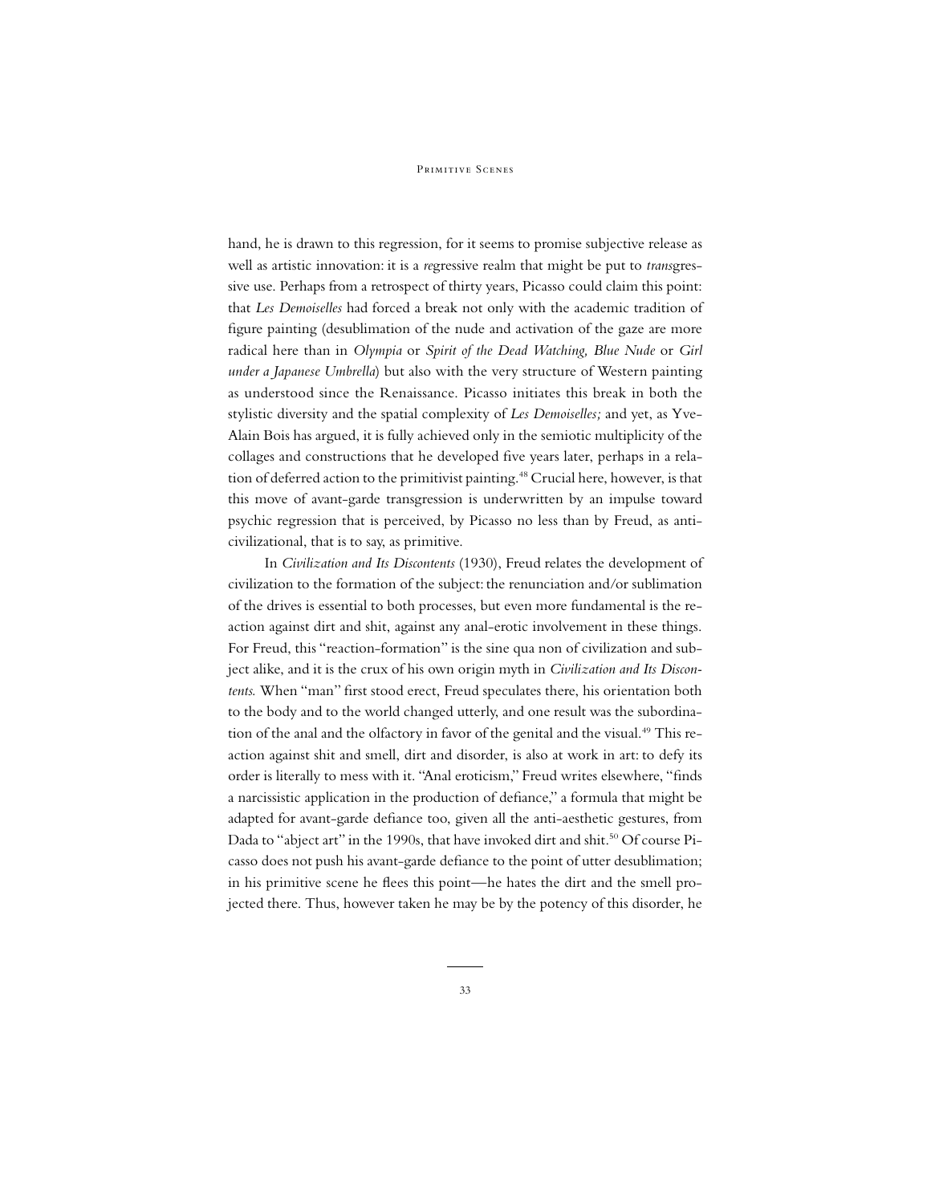hand, he is drawn to this regression, for it seems to promise subjective release as well as artistic innovation: it is a *re*gressive realm that might be put to *trans*gressive use. Perhaps from a retrospect of thirty years, Picasso could claim this point: that *Les Demoiselles* had forced a break not only with the academic tradition of figure painting (desublimation of the nude and activation of the gaze are more radical here than in *Olympia* or *Spirit of the Dead Watching, Blue Nude* or *Girl under a Japanese Umbrella*) but also with the very structure of Western painting as understood since the Renaissance. Picasso initiates this break in both the stylistic diversity and the spatial complexity of *Les Demoiselles;* and yet, as Yve-Alain Bois has argued, it is fully achieved only in the semiotic multiplicity of the collages and constructions that he developed five years later, perhaps in a relation of deferred action to the primitivist painting.[48] Crucial here, however, is that this move of avant-garde transgression is underwritten by an impulse toward psychic regression that is perceived, by Picasso no less than by Freud, as anti-civilizational, that is to say, as primitive.

In *Civilization and Its Discontents* (1930), Freud relates the development of civilization to the formation of the subject: the renunciation and/or sublimation of the drives is essential to both processes, but even more fundamental is the reaction against dirt and shit, against any anal-erotic involvement in these things. For Freud, this "reaction-formation" is the sine qua non of civilization and subject alike, and it is the crux of his own origin myth in *Civilization and Its Discontents.* When "man" first stood erect, Freud speculates there, his orientation both to the body and to the world changed utterly, and one result was the subordination of the anal and the olfactory in favor of the genital and the visual.[49] This reaction against shit and smell, dirt and disorder, is also at work in art: to defy its order is literally to mess with it. "Anal eroticism," Freud writes elsewhere, "finds a narcissistic application in the production of defiance," a formula that might be adapted for avant-garde defiance too, given all the anti-aesthetic gestures, from Dada to "abject art" in the 1990s, that have invoked dirt and shit.[50] Of course Picasso does not push his avant-garde defiance to the point of utter desublimation; in his primitive scene he flees this point—he hates the dirt and the smell projected there. Thus, however taken he may be by the potency of this disorder, he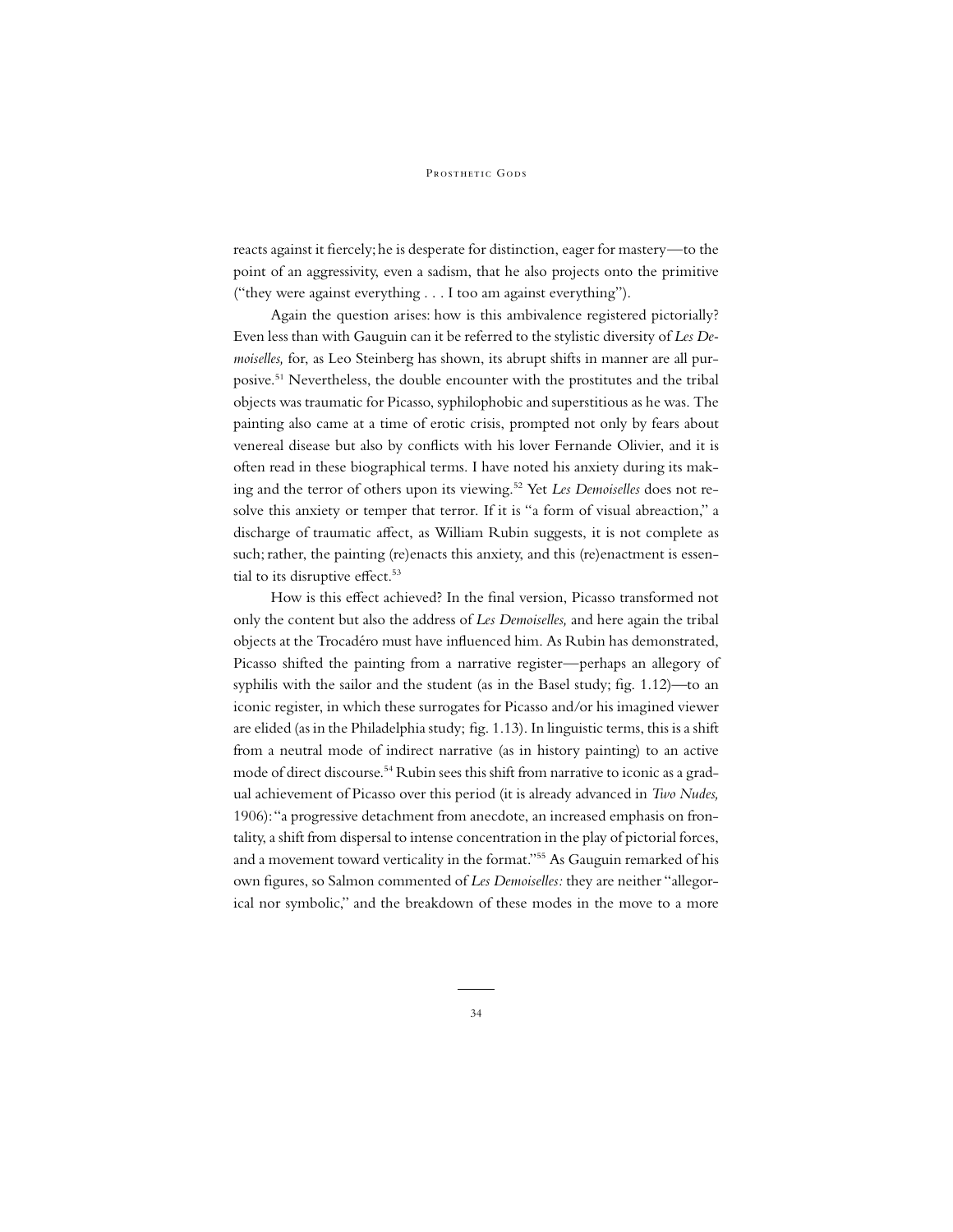reacts against it fiercely; he is desperate for distinction, eager for mastery—to the point of an aggressivity, even a sadism, that he also projects onto the primitive ("they were against everything . . . I too am against everything").

Again the question arises: how is this ambivalence registered pictorially? Even less than with Gauguin can it be referred to the stylistic diversity of *Les Demoiselles,* for, as Leo Steinberg has shown, its abrupt shifts in manner are all purposive.[51] Nevertheless, the double encounter with the prostitutes and the tribal objects was traumatic for Picasso, syphilophobic and superstitious as he was. The painting also came at a time of erotic crisis, prompted not only by fears about venereal disease but also by conflicts with his lover Fernande Olivier, and it is often read in these biographical terms. I have noted his anxiety during its making and the terror of others upon its viewing.[52] Yet *Les Demoiselles* does not resolve this anxiety or temper that terror. If it is "a form of visual abreaction," a discharge of traumatic affect, as William Rubin suggests, it is not complete as such; rather, the painting (re)enacts this anxiety, and this (re)enactment is essential to its disruptive effect.[53]

How is this effect achieved? In the final version, Picasso transformed not only the content but also the address of *Les Demoiselles,* and here again the tribal objects at the Trocadéro must have influenced him. As Rubin has demonstrated, Picasso shifted the painting from a narrative register—perhaps an allegory of syphilis with the sailor and the student (as in the Basel study; fig. 1.12)—to an iconic register, in which these surrogates for Picasso and/or his imagined viewer are elided (as in the Philadelphia study; fig. 1.13). In linguistic terms, this is a shift from a neutral mode of indirect narrative (as in history painting) to an active mode of direct discourse.[54] Rubin sees this shift from narrative to iconic as a gradual achievement of Picasso over this period (it is already advanced in *Two Nudes,* 1906): "a progressive detachment from anecdote, an increased emphasis on frontality, a shift from dispersal to intense concentration in the play of pictorial forces, and a movement toward verticality in the format."[55] As Gauguin remarked of his own figures, so Salmon commented of *Les Demoiselles:* they are neither "allegorical nor symbolic," and the breakdown of these modes in the move to a more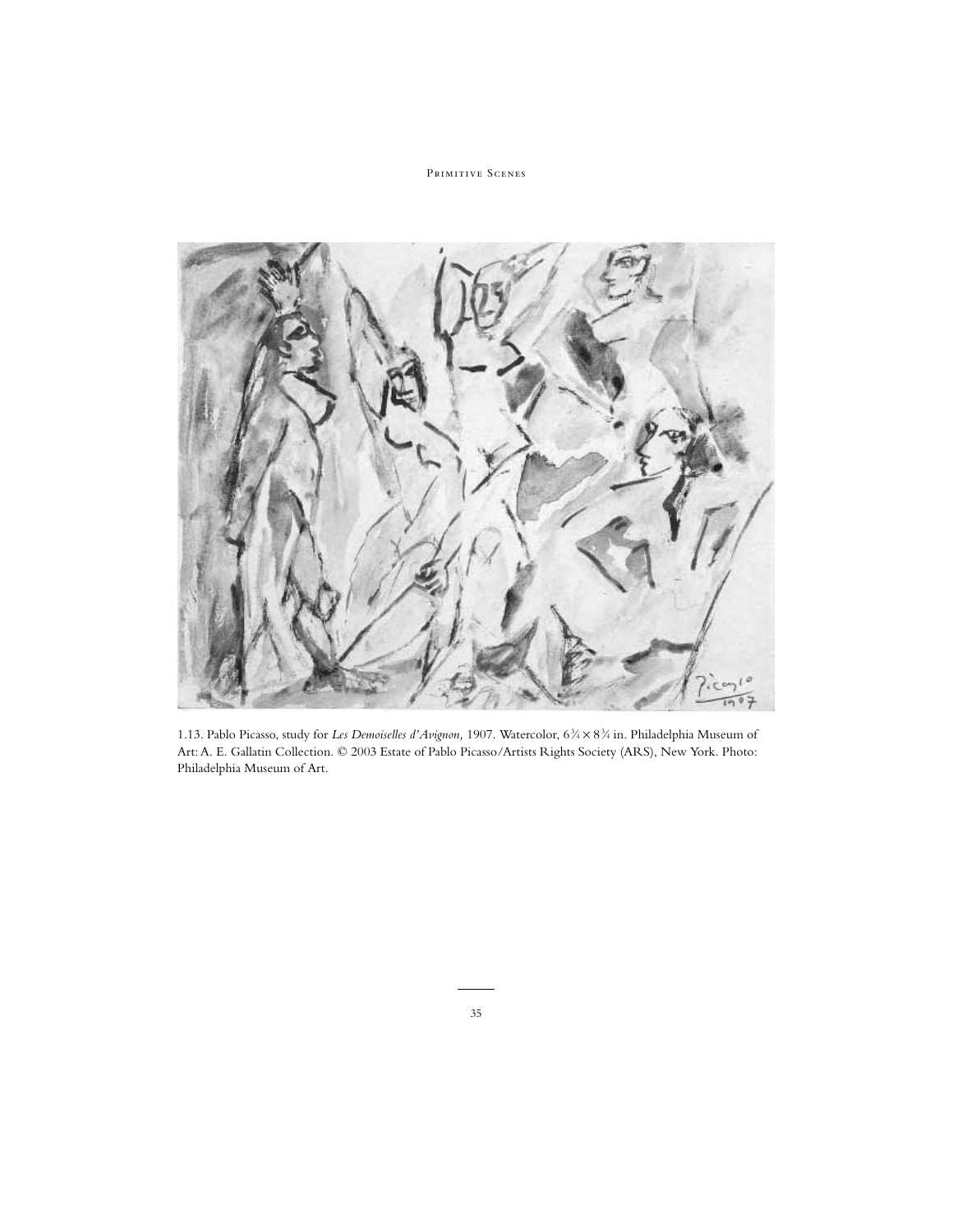1.13. Pablo Picasso, study for *Les Demoiselles d'Avignon,* 1907. Watercolor, 6¾ × 8¾ in. Philadelphia Museum of Art: A. E. Gallatin Collection. © 2003 Estate of Pablo Picasso/Artists Rights Society (ARS), New York. Photo: Philadelphia Museum of Art.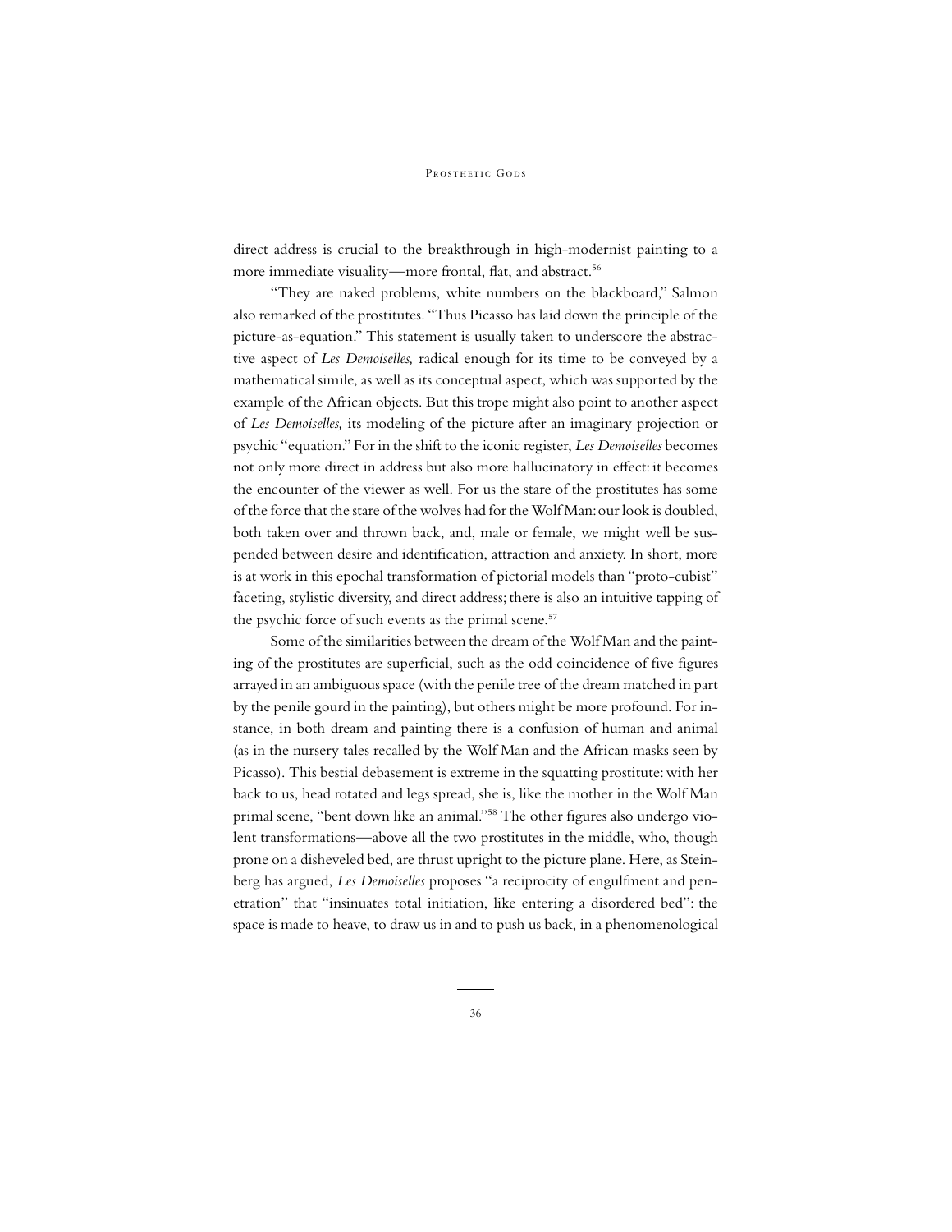direct address is crucial to the breakthrough in high-modernist painting to a more immediate visuality—more frontal, flat, and abstract.[56]

"They are naked problems, white numbers on the blackboard," Salmon also remarked of the prostitutes. "Thus Picasso has laid down the principle of the picture-as-equation." This statement is usually taken to underscore the abstractive aspect of *Les Demoiselles,* radical enough for its time to be conveyed by a mathematical simile, as well as its conceptual aspect, which was supported by the example of the African objects. But this trope might also point to another aspect of *Les Demoiselles,* its modeling of the picture after an imaginary projection or psychic "equation." For in the shift to the iconic register, *Les Demoiselles* becomes not only more direct in address but also more hallucinatory in effect: it becomes the encounter of the viewer as well. For us the stare of the prostitutes has some of the force that the stare of the wolves had for the Wolf Man: our look is doubled, both taken over and thrown back, and, male or female, we might well be suspended between desire and identification, attraction and anxiety. In short, more is at work in this epochal transformation of pictorial models than "proto-cubist" faceting, stylistic diversity, and direct address; there is also an intuitive tapping of the psychic force of such events as the primal scene.[57]

Some of the similarities between the dream of the Wolf Man and the painting of the prostitutes are superficial, such as the odd coincidence of five figures arrayed in an ambiguous space (with the penile tree of the dream matched in part by the penile gourd in the painting), but others might be more profound. For instance, in both dream and painting there is a confusion of human and animal (as in the nursery tales recalled by the Wolf Man and the African masks seen by Picasso). This bestial debasement is extreme in the squatting prostitute: with her back to us, head rotated and legs spread, she is, like the mother in the Wolf Man primal scene, "bent down like an animal."[58] The other figures also undergo violent transformations—above all the two prostitutes in the middle, who, though prone on a disheveled bed, are thrust upright to the picture plane. Here, as Steinberg has argued, *Les Demoiselles* proposes "a reciprocity of engulfment and penetration" that "insinuates total initiation, like entering a disordered bed": the space is made to heave, to draw us in and to push us back, in a phenomenological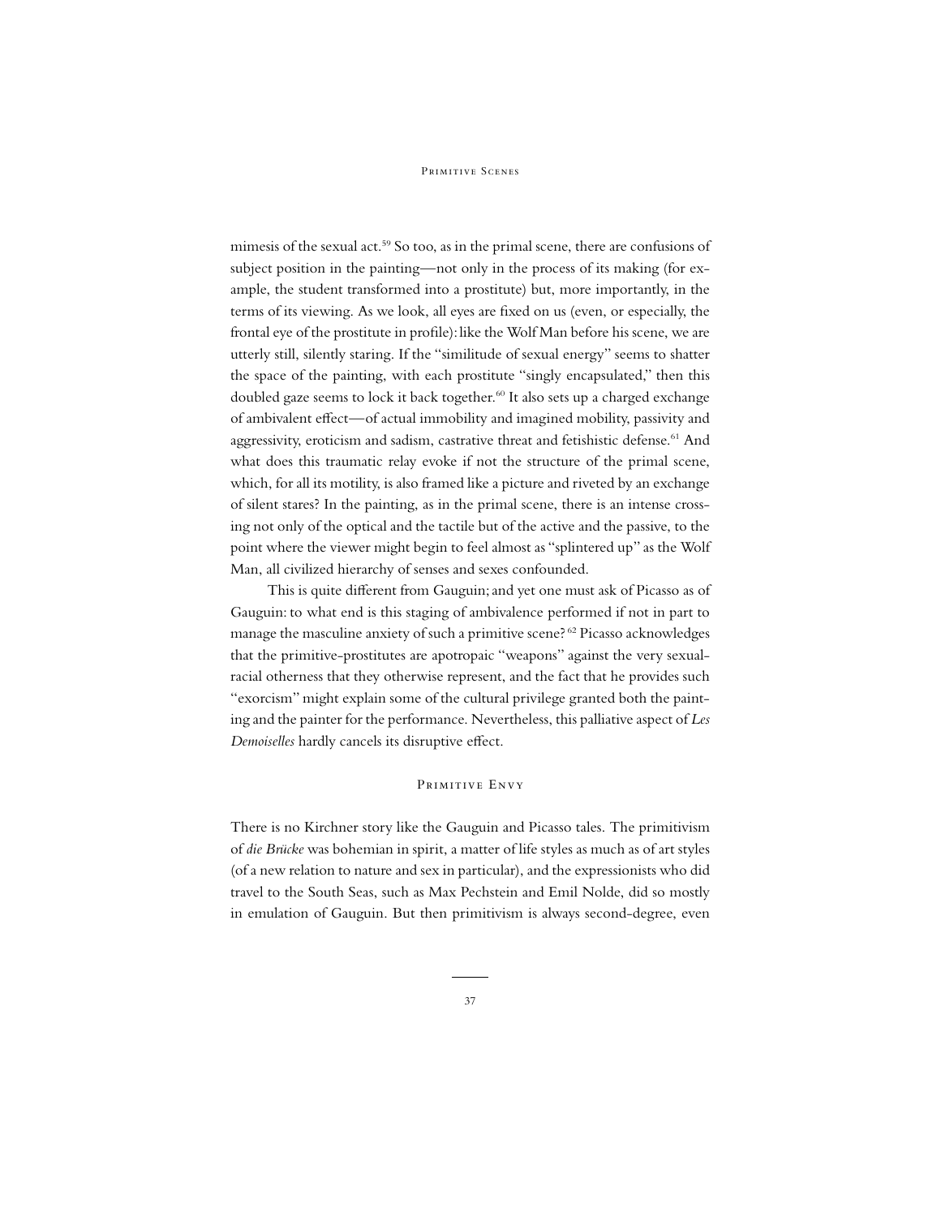mimesis of the sexual act.[59] So too, as in the primal scene, there are confusions of subject position in the painting—not only in the process of its making (for example, the student transformed into a prostitute) but, more importantly, in the terms of its viewing. As we look, all eyes are fixed on us (even, or especially, the frontal eye of the prostitute in profile): like the Wolf Man before his scene, we are utterly still, silently staring. If the "similitude of sexual energy" seems to shatter the space of the painting, with each prostitute "singly encapsulated," then this doubled gaze seems to lock it back together.[60] It also sets up a charged exchange of ambivalent effect—of actual immobility and imagined mobility, passivity and aggressivity, eroticism and sadism, castrative threat and fetishistic defense.[61] And what does this traumatic relay evoke if not the structure of the primal scene, which, for all its motility, is also framed like a picture and riveted by an exchange of silent stares? In the painting, as in the primal scene, there is an intense crossing not only of the optical and the tactile but of the active and the passive, to the point where the viewer might begin to feel almost as "splintered up" as the Wolf Man, all civilized hierarchy of senses and sexes confounded.

This is quite different from Gauguin; and yet one must ask of Picasso as of Gauguin: to what end is this staging of ambivalence performed if not in part to manage the masculine anxiety of such a primitive scene?[62] Picasso acknowledges that the primitive-prostitutes are apotropaic "weapons" against the very sexual-racial otherness that they otherwise represent, and the fact that he provides such "exorcism" might explain some of the cultural privilege granted both the painting and the painter for the performance. Nevertheless, this palliative aspect of *Les Demoiselles* hardly cancels its disruptive effect.

## Primitive Envy

There is no Kirchner story like the Gauguin and Picasso tales. The primitivism of *die Brücke* was bohemian in spirit, a matter of life styles as much as of art styles (of a new relation to nature and sex in particular), and the expressionists who did travel to the South Seas, such as Max Pechstein and Emil Nolde, did so mostly in emulation of Gauguin. But then primitivism is always second-degree, even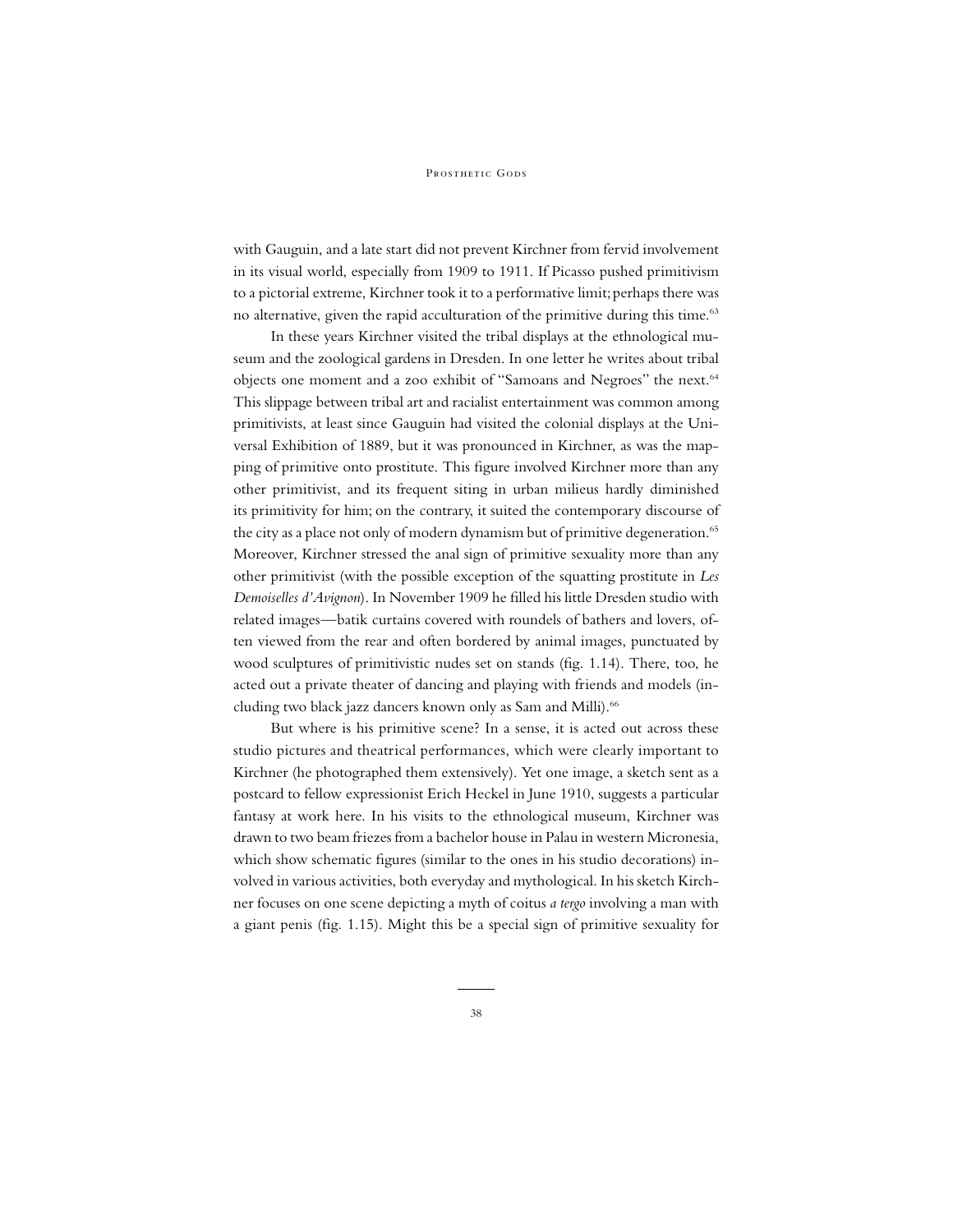with Gauguin, and a late start did not prevent Kirchner from fervid involvement in its visual world, especially from 1909 to 1911. If Picasso pushed primitivism to a pictorial extreme, Kirchner took it to a performative limit; perhaps there was no alternative, given the rapid acculturation of the primitive during this time.[63]

In these years Kirchner visited the tribal displays at the ethnological museum and the zoological gardens in Dresden. In one letter he writes about tribal objects one moment and a zoo exhibit of "Samoans and Negroes" the next.[64] This slippage between tribal art and racialist entertainment was common among primitivists, at least since Gauguin had visited the colonial displays at the Universal Exhibition of 1889, but it was pronounced in Kirchner, as was the mapping of primitive onto prostitute. This figure involved Kirchner more than any other primitivist, and its frequent siting in urban milieus hardly diminished its primitivity for him; on the contrary, it suited the contemporary discourse of the city as a place not only of modern dynamism but of primitive degeneration.[65] Moreover, Kirchner stressed the anal sign of primitive sexuality more than any other primitivist (with the possible exception of the squatting prostitute in *Les Demoiselles d'Avignon*). In November 1909 he filled his little Dresden studio with related images—batik curtains covered with roundels of bathers and lovers, often viewed from the rear and often bordered by animal images, punctuated by wood sculptures of primitivistic nudes set on stands (fig. 1.14). There, too, he acted out a private theater of dancing and playing with friends and models (including two black jazz dancers known only as Sam and Milli).[66]

But where is his primitive scene? In a sense, it is acted out across these studio pictures and theatrical performances, which were clearly important to Kirchner (he photographed them extensively). Yet one image, a sketch sent as a postcard to fellow expressionist Erich Heckel in June 1910, suggests a particular fantasy at work here. In his visits to the ethnological museum, Kirchner was drawn to two beam friezes from a bachelor house in Palau in western Micronesia, which show schematic figures (similar to the ones in his studio decorations) involved in various activities, both everyday and mythological. In his sketch Kirchner focuses on one scene depicting a myth of coitus *a tergo* involving a man with a giant penis (fig. 1.15). Might this be a special sign of primitive sexuality for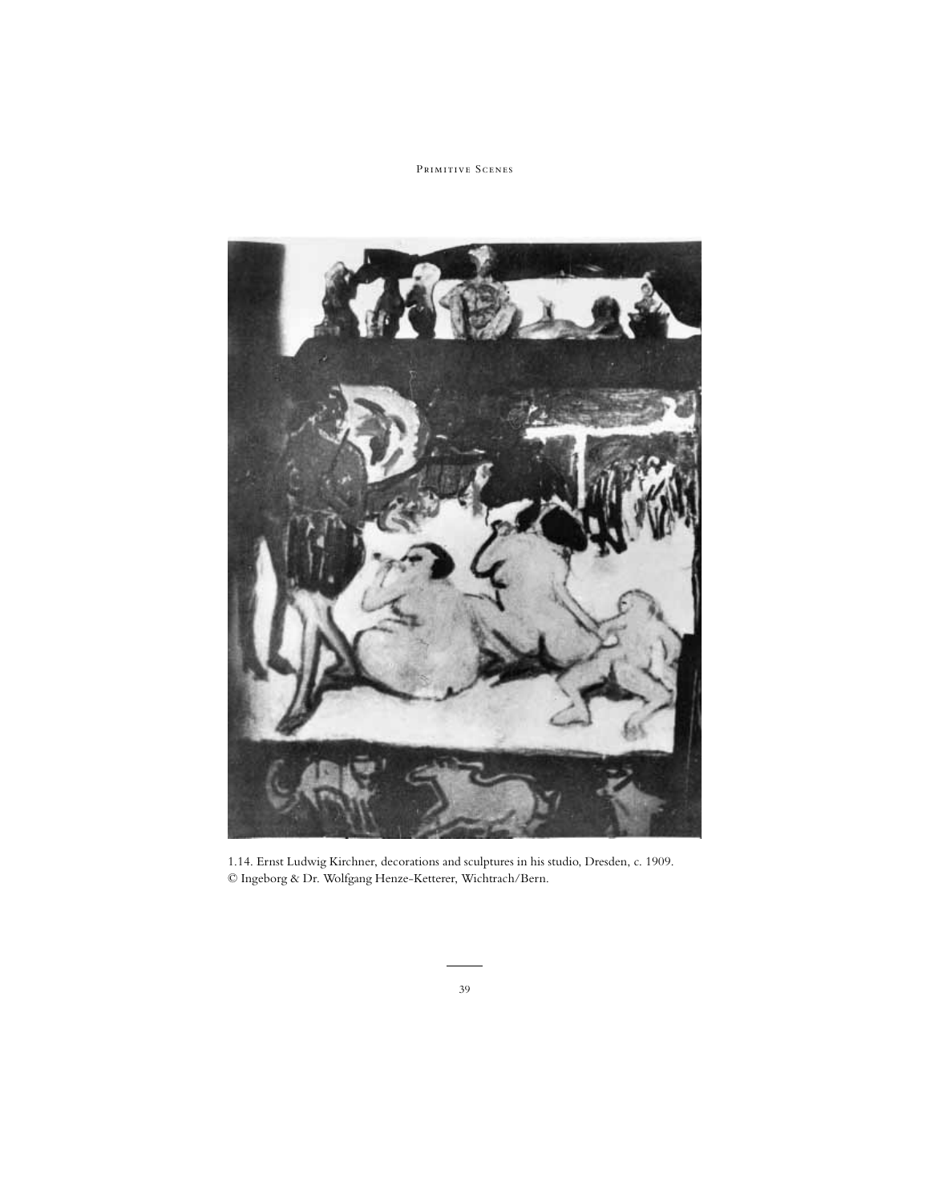1.14. Ernst Ludwig Kirchner, decorations and sculptures in his studio, Dresden, c. 1909. © Ingeborg & Dr. Wolfgang Henze-Ketterer, Wichtrach/Bern.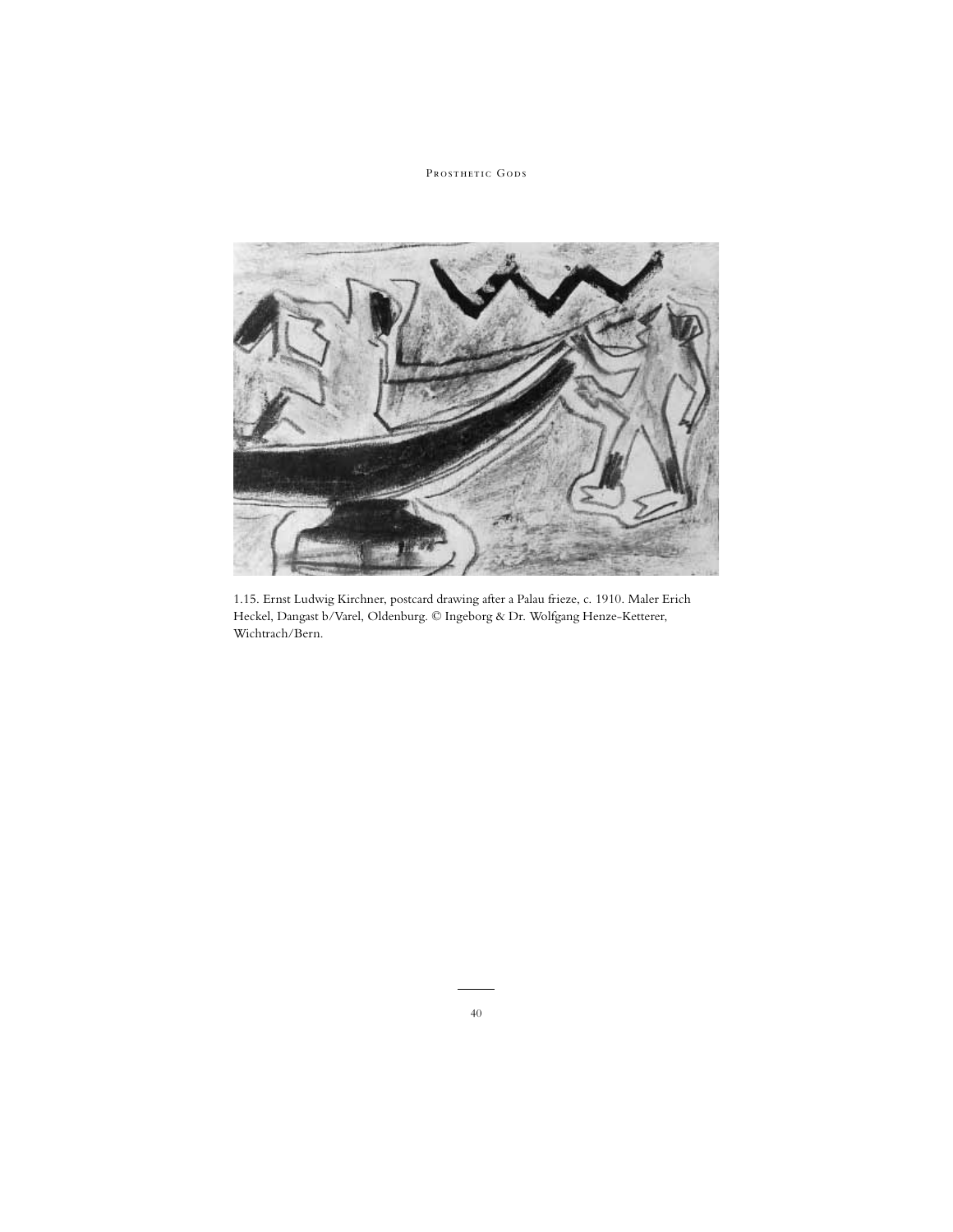1.15. Ernst Ludwig Kirchner, postcard drawing after a Palau frieze, c. 1910. Maler Erich Heckel, Dangast b/Varel, Oldenburg. © Ingeborg & Dr. Wolfgang Henze-Ketterer, Wichtrach/Bern.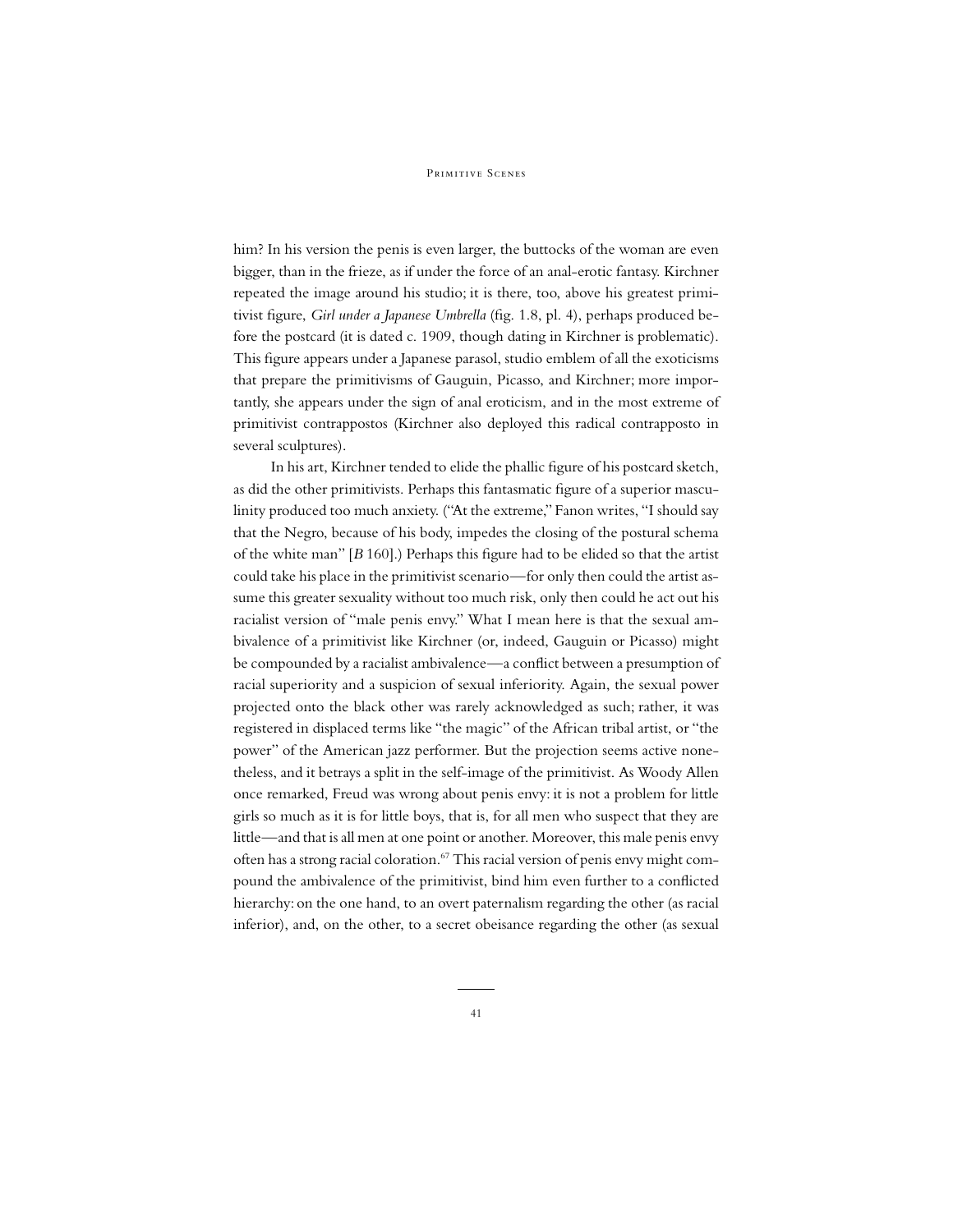him? In his version the penis is even larger, the buttocks of the woman are even bigger, than in the frieze, as if under the force of an anal-erotic fantasy. Kirchner repeated the image around his studio; it is there, too, above his greatest primitivist figure, *Girl under a Japanese Umbrella* (fig. 1.8, pl. 4), perhaps produced before the postcard (it is dated c. 1909, though dating in Kirchner is problematic). This figure appears under a Japanese parasol, studio emblem of all the exoticisms that prepare the primitivisms of Gauguin, Picasso, and Kirchner; more importantly, she appears under the sign of anal eroticism, and in the most extreme of primitivist contrappostos (Kirchner also deployed this radical contrapposto in several sculptures).

In his art, Kirchner tended to elide the phallic figure of his postcard sketch, as did the other primitivists. Perhaps this fantasmatic figure of a superior masculinity produced too much anxiety. ("At the extreme," Fanon writes, "I should say that the Negro, because of his body, impedes the closing of the postural schema of the white man" [*B* 160].) Perhaps this figure had to be elided so that the artist could take his place in the primitivist scenario—for only then could the artist assume this greater sexuality without too much risk, only then could he act out his racialist version of "male penis envy." What I mean here is that the sexual ambivalence of a primitivist like Kirchner (or, indeed, Gauguin or Picasso) might be compounded by a racialist ambivalence—a conflict between a presumption of racial superiority and a suspicion of sexual inferiority. Again, the sexual power projected onto the black other was rarely acknowledged as such; rather, it was registered in displaced terms like "the magic" of the African tribal artist, or "the power" of the American jazz performer. But the projection seems active nonetheless, and it betrays a split in the self-image of the primitivist. As Woody Allen once remarked, Freud was wrong about penis envy: it is not a problem for little girls so much as it is for little boys, that is, for all men who suspect that they are little—and that is all men at one point or another. Moreover, this male penis envy often has a strong racial coloration.[67] This racial version of penis envy might compound the ambivalence of the primitivist, bind him even further to a conflicted hierarchy: on the one hand, to an overt paternalism regarding the other (as racial inferior), and, on the other, to a secret obeisance regarding the other (as sexual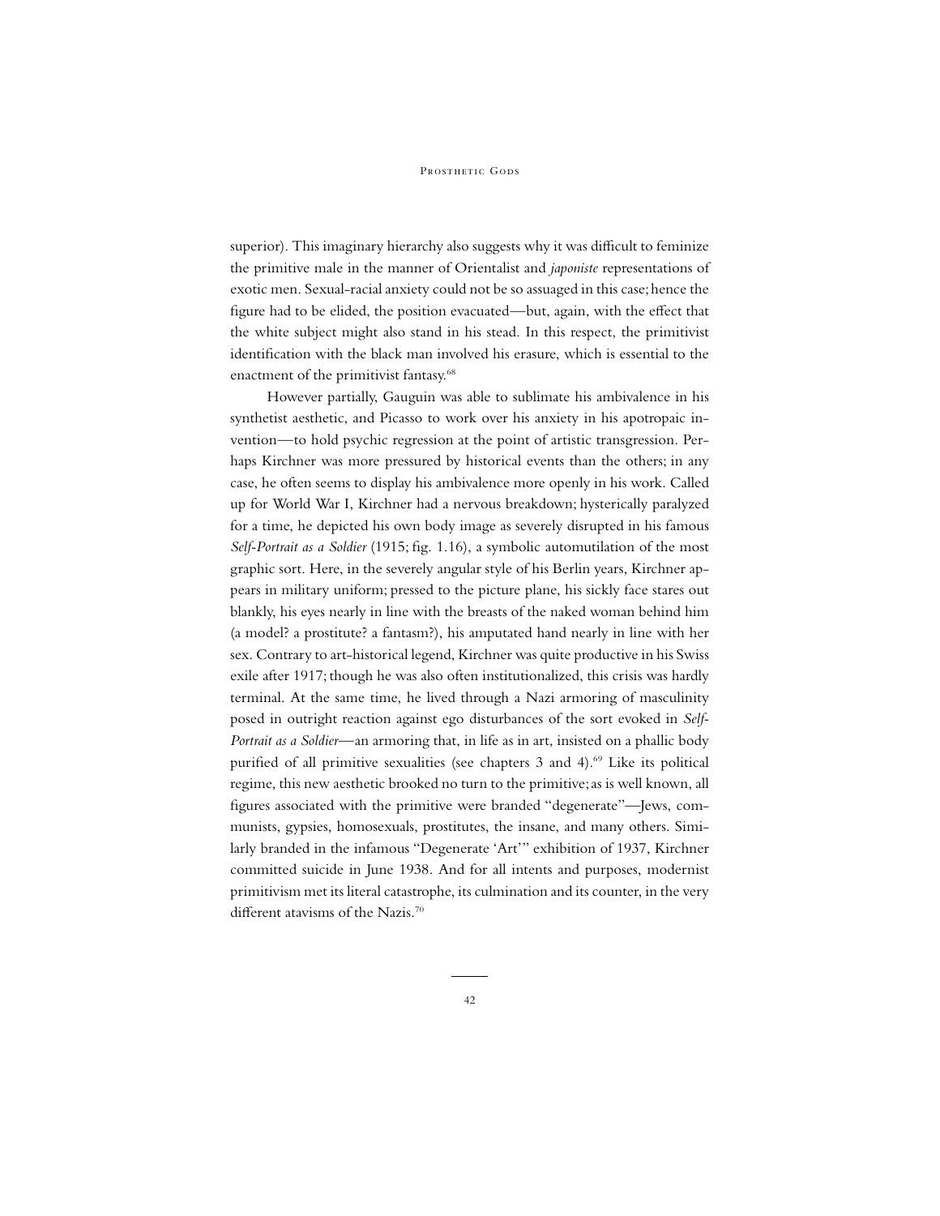superior). This imaginary hierarchy also suggests why it was difficult to feminize the primitive male in the manner of Orientalist and *japoniste* representations of exotic men. Sexual-racial anxiety could not be so assuaged in this case; hence the figure had to be elided, the position evacuated—but, again, with the effect that the white subject might also stand in his stead. In this respect, the primitivist identification with the black man involved his erasure, which is essential to the enactment of the primitivist fantasy.[68]

However partially, Gauguin was able to sublimate his ambivalence in his synthetist aesthetic, and Picasso to work over his anxiety in his apotropaic invention—to hold psychic regression at the point of artistic transgression. Perhaps Kirchner was more pressured by historical events than the others; in any case, he often seems to display his ambivalence more openly in his work. Called up for World War I, Kirchner had a nervous breakdown; hysterically paralyzed for a time, he depicted his own body image as severely disrupted in his famous *Self-Portrait as a Soldier* (1915; fig. 1.16), a symbolic automutilation of the most graphic sort. Here, in the severely angular style of his Berlin years, Kirchner appears in military uniform; pressed to the picture plane, his sickly face stares out blankly, his eyes nearly in line with the breasts of the naked woman behind him (a model? a prostitute? a fantasm?), his amputated hand nearly in line with her sex. Contrary to art-historical legend, Kirchner was quite productive in his Swiss exile after 1917; though he was also often institutionalized, this crisis was hardly terminal. At the same time, he lived through a Nazi armoring of masculinity posed in outright reaction against ego disturbances of the sort evoked in *Self-Portrait as a Soldier*—an armoring that, in life as in art, insisted on a phallic body purified of all primitive sexualities (see chapters 3 and 4).[69] Like its political regime, this new aesthetic brooked no turn to the primitive; as is well known, all figures associated with the primitive were branded "degenerate"—Jews, communists, gypsies, homosexuals, prostitutes, the insane, and many others. Similarly branded in the infamous "Degenerate 'Art'" exhibition of 1937, Kirchner committed suicide in June 1938. And for all intents and purposes, modernist primitivism met its literal catastrophe, its culmination and its counter, in the very different atavisms of the Nazis.[70]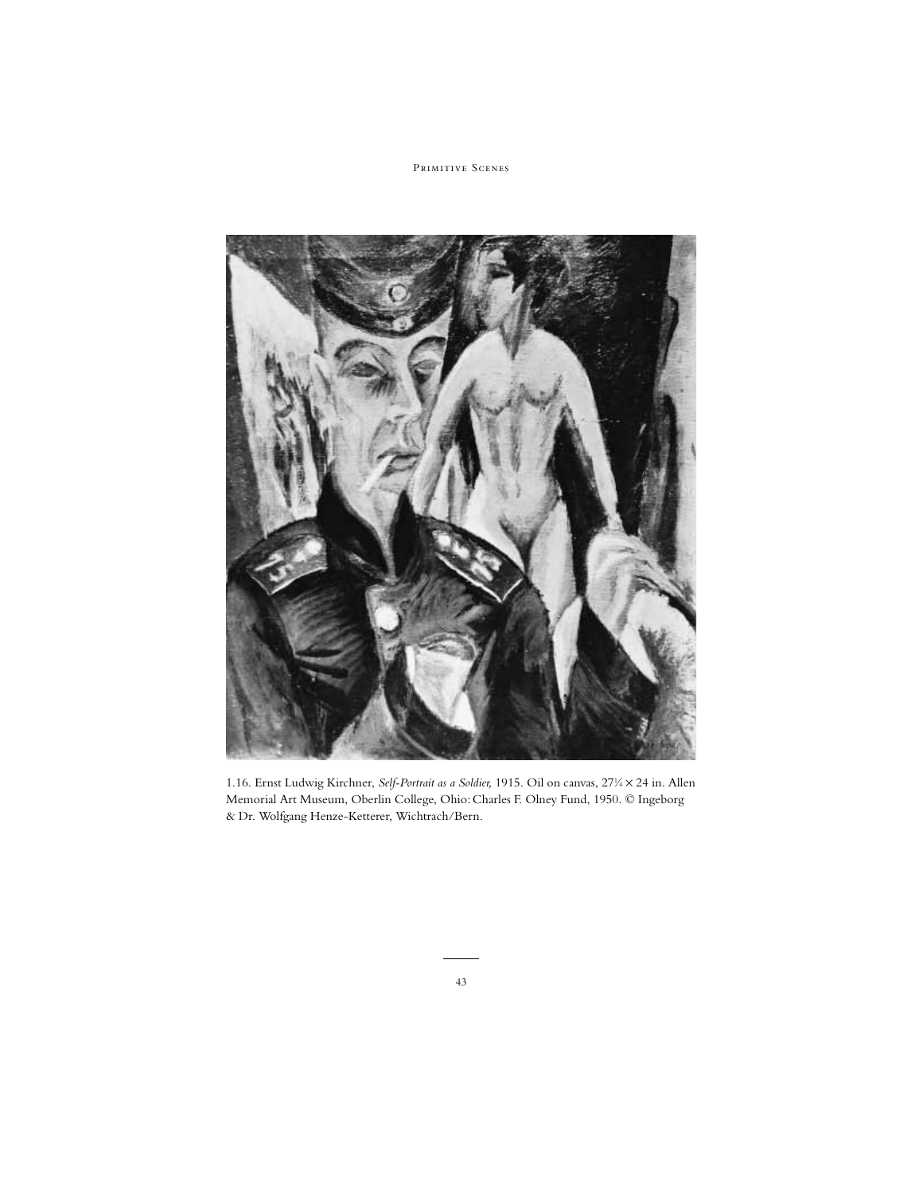1.16. Ernst Ludwig Kirchner, *Self-Portrait as a Soldier,* 1915. Oil on canvas, 27¼ × 24 in. Allen Memorial Art Museum, Oberlin College, Ohio: Charles F. Olney Fund, 1950. © Ingeborg & Dr. Wolfgang Henze-Ketterer, Wichtrach/Bern.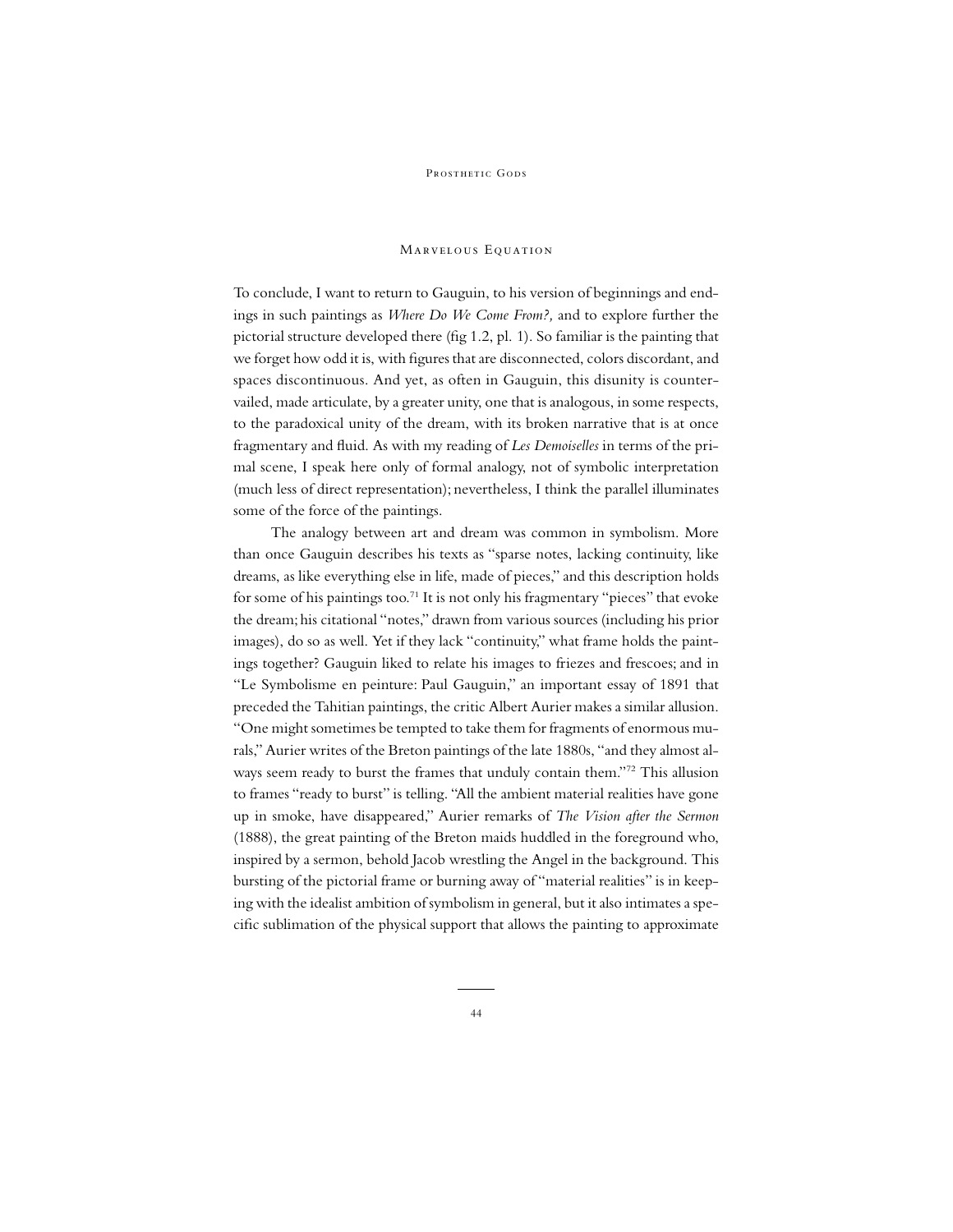## Marvelous Equation

To conclude, I want to return to Gauguin, to his version of beginnings and endings in such paintings as *Where Do We Come From?,* and to explore further the pictorial structure developed there (fig 1.2, pl. 1). So familiar is the painting that we forget how odd it is, with figures that are disconnected, colors discordant, and spaces discontinuous. And yet, as often in Gauguin, this disunity is countervailed, made articulate, by a greater unity, one that is analogous, in some respects, to the paradoxical unity of the dream, with its broken narrative that is at once fragmentary and fluid. As with my reading of *Les Demoiselles* in terms of the primal scene, I speak here only of formal analogy, not of symbolic interpretation (much less of direct representation); nevertheless, I think the parallel illuminates some of the force of the paintings.

The analogy between art and dream was common in symbolism. More than once Gauguin describes his texts as "sparse notes, lacking continuity, like dreams, as like everything else in life, made of pieces," and this description holds for some of his paintings too.[71] It is not only his fragmentary "pieces" that evoke the dream; his citational "notes," drawn from various sources (including his prior images), do so as well. Yet if they lack "continuity," what frame holds the paintings together? Gauguin liked to relate his images to friezes and frescoes; and in "Le Symbolisme en peinture: Paul Gauguin," an important essay of 1891 that preceded the Tahitian paintings, the critic Albert Aurier makes a similar allusion. "One might sometimes be tempted to take them for fragments of enormous murals," Aurier writes of the Breton paintings of the late 1880s, "and they almost always seem ready to burst the frames that unduly contain them."[72] This allusion to frames "ready to burst" is telling. "All the ambient material realities have gone up in smoke, have disappeared," Aurier remarks of *The Vision after the Sermon* (1888), the great painting of the Breton maids huddled in the foreground who, inspired by a sermon, behold Jacob wrestling the Angel in the background. This bursting of the pictorial frame or burning away of "material realities" is in keeping with the idealist ambition of symbolism in general, but it also intimates a specific sublimation of the physical support that allows the painting to approximate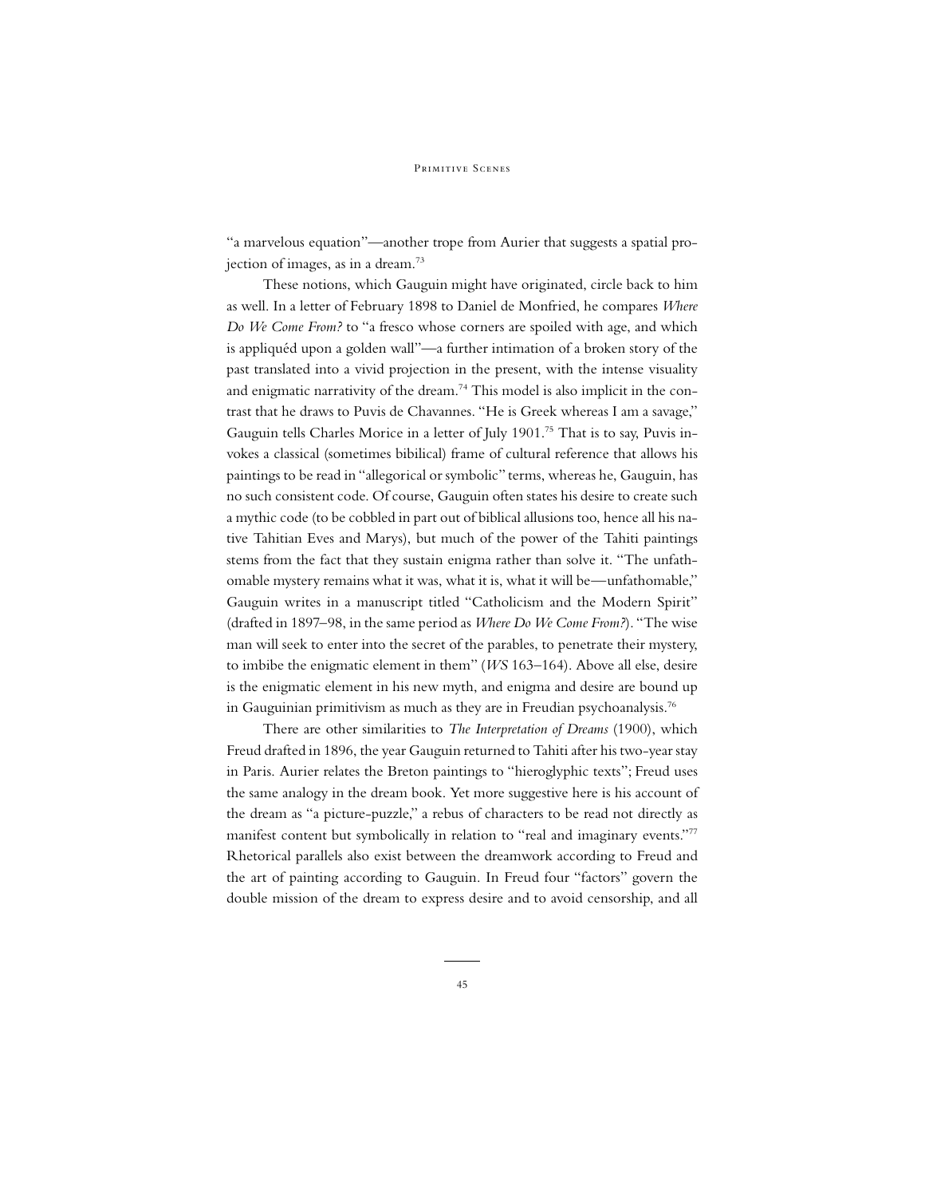"a marvelous equation"—another trope from Aurier that suggests a spatial projection of images, as in a dream.[73]

These notions, which Gauguin might have originated, circle back to him as well. In a letter of February 1898 to Daniel de Monfried, he compares *Where Do We Come From?* to "a fresco whose corners are spoiled with age, and which is appliquéd upon a golden wall"—a further intimation of a broken story of the past translated into a vivid projection in the present, with the intense visuality and enigmatic narrativity of the dream.[74] This model is also implicit in the contrast that he draws to Puvis de Chavannes. "He is Greek whereas I am a savage," Gauguin tells Charles Morice in a letter of July 1901.[75] That is to say, Puvis invokes a classical (sometimes bibilical) frame of cultural reference that allows his paintings to be read in "allegorical or symbolic" terms, whereas he, Gauguin, has no such consistent code. Of course, Gauguin often states his desire to create such a mythic code (to be cobbled in part out of biblical allusions too, hence all his native Tahitian Eves and Marys), but much of the power of the Tahiti paintings stems from the fact that they sustain enigma rather than solve it. "The unfathomable mystery remains what it was, what it is, what it will be—unfathomable," Gauguin writes in a manuscript titled "Catholicism and the Modern Spirit" (drafted in 1897–98, in the same period as *Where Do We Come From?*). "The wise man will seek to enter into the secret of the parables, to penetrate their mystery, to imbibe the enigmatic element in them" (*WS* 163–164). Above all else, desire is the enigmatic element in his new myth, and enigma and desire are bound up in Gauguinian primitivism as much as they are in Freudian psychoanalysis.[76]

There are other similarities to *The Interpretation of Dreams* (1900), which Freud drafted in 1896, the year Gauguin returned to Tahiti after his two-year stay in Paris. Aurier relates the Breton paintings to "hieroglyphic texts"; Freud uses the same analogy in the dream book. Yet more suggestive here is his account of the dream as "a picture-puzzle," a rebus of characters to be read not directly as manifest content but symbolically in relation to "real and imaginary events."[77] Rhetorical parallels also exist between the dreamwork according to Freud and the art of painting according to Gauguin. In Freud four "factors" govern the double mission of the dream to express desire and to avoid censorship, and all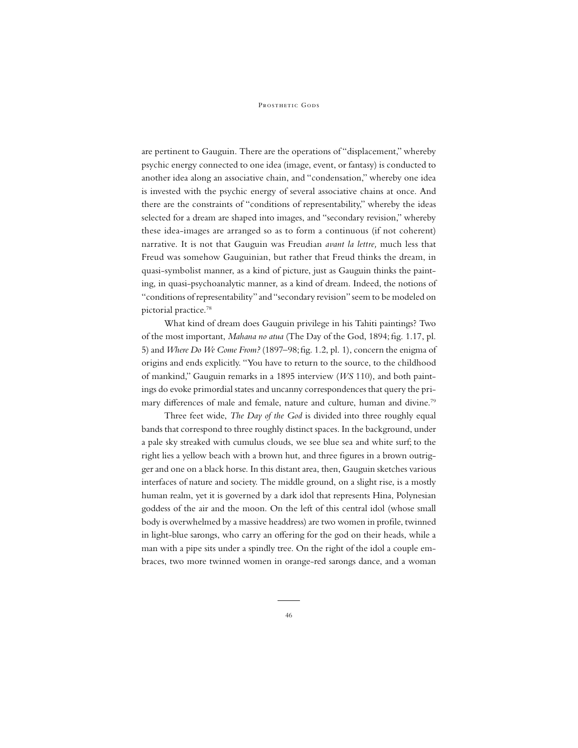are pertinent to Gauguin. There are the operations of "displacement," whereby psychic energy connected to one idea (image, event, or fantasy) is conducted to another idea along an associative chain, and "condensation," whereby one idea is invested with the psychic energy of several associative chains at once. And there are the constraints of "conditions of representability," whereby the ideas selected for a dream are shaped into images, and "secondary revision," whereby these idea-images are arranged so as to form a continuous (if not coherent) narrative. It is not that Gauguin was Freudian *avant la lettre,* much less that Freud was somehow Gauguinian, but rather that Freud thinks the dream, in quasi-symbolist manner, as a kind of picture, just as Gauguin thinks the painting, in quasi-psychoanalytic manner, as a kind of dream. Indeed, the notions of "conditions of representability" and "secondary revision" seem to be modeled on pictorial practice.[78]

What kind of dream does Gauguin privilege in his Tahiti paintings? Two of the most important, *Mahana no atua* (The Day of the God, 1894; fig. 1.17, pl. 5) and *Where Do We Come From?* (1897–98; fig. 1.2, pl. 1), concern the enigma of origins and ends explicitly. "You have to return to the source, to the childhood of mankind," Gauguin remarks in a 1895 interview (*WS* 110), and both paintings do evoke primordial states and uncanny correspondences that query the primary differences of male and female, nature and culture, human and divine.[79]

Three feet wide, *The Day of the God* is divided into three roughly equal bands that correspond to three roughly distinct spaces. In the background, under a pale sky streaked with cumulus clouds, we see blue sea and white surf; to the right lies a yellow beach with a brown hut, and three figures in a brown outrigger and one on a black horse. In this distant area, then, Gauguin sketches various interfaces of nature and society. The middle ground, on a slight rise, is a mostly human realm, yet it is governed by a dark idol that represents Hina, Polynesian goddess of the air and the moon. On the left of this central idol (whose small body is overwhelmed by a massive headdress) are two women in profile, twinned in light-blue sarongs, who carry an offering for the god on their heads, while a man with a pipe sits under a spindly tree. On the right of the idol a couple embraces, two more twinned women in orange-red sarongs dance, and a woman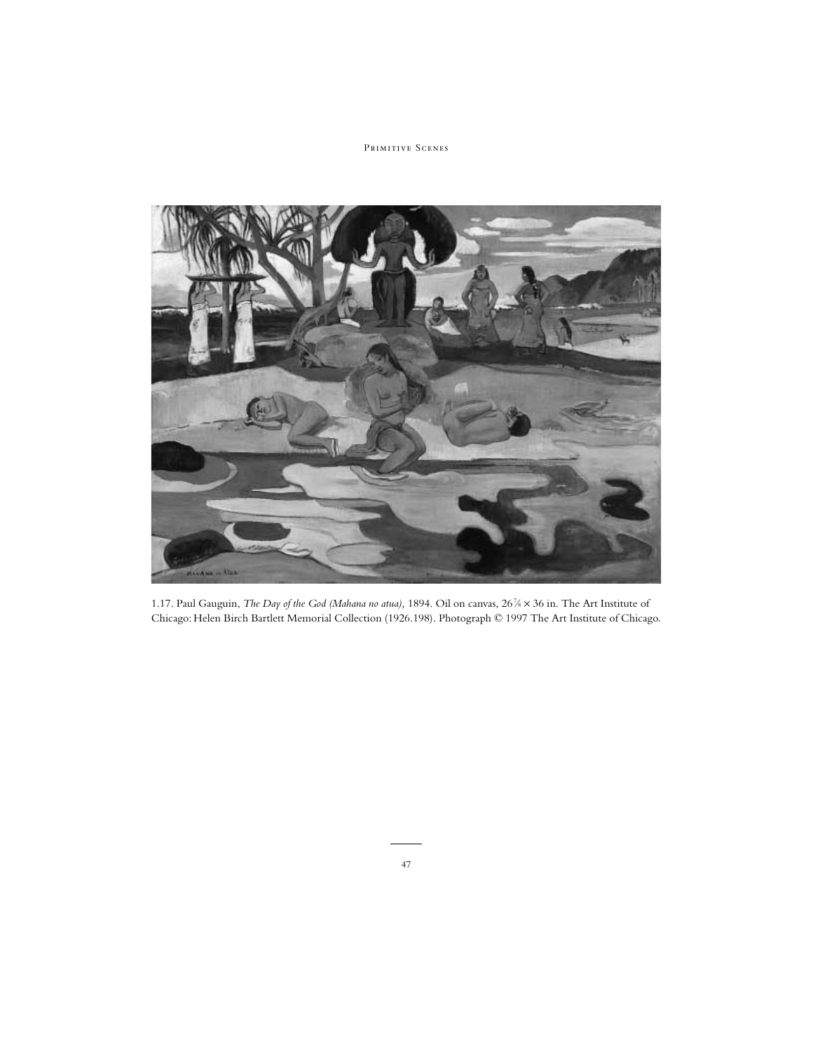1.17. Paul Gauguin, *The Day of the God (Mahana no atua),* 1894. Oil on canvas, 26⅞ × 36 in. The Art Institute of Chicago: Helen Birch Bartlett Memorial Collection (1926.198). Photograph © 1997 The Art Institute of Chicago.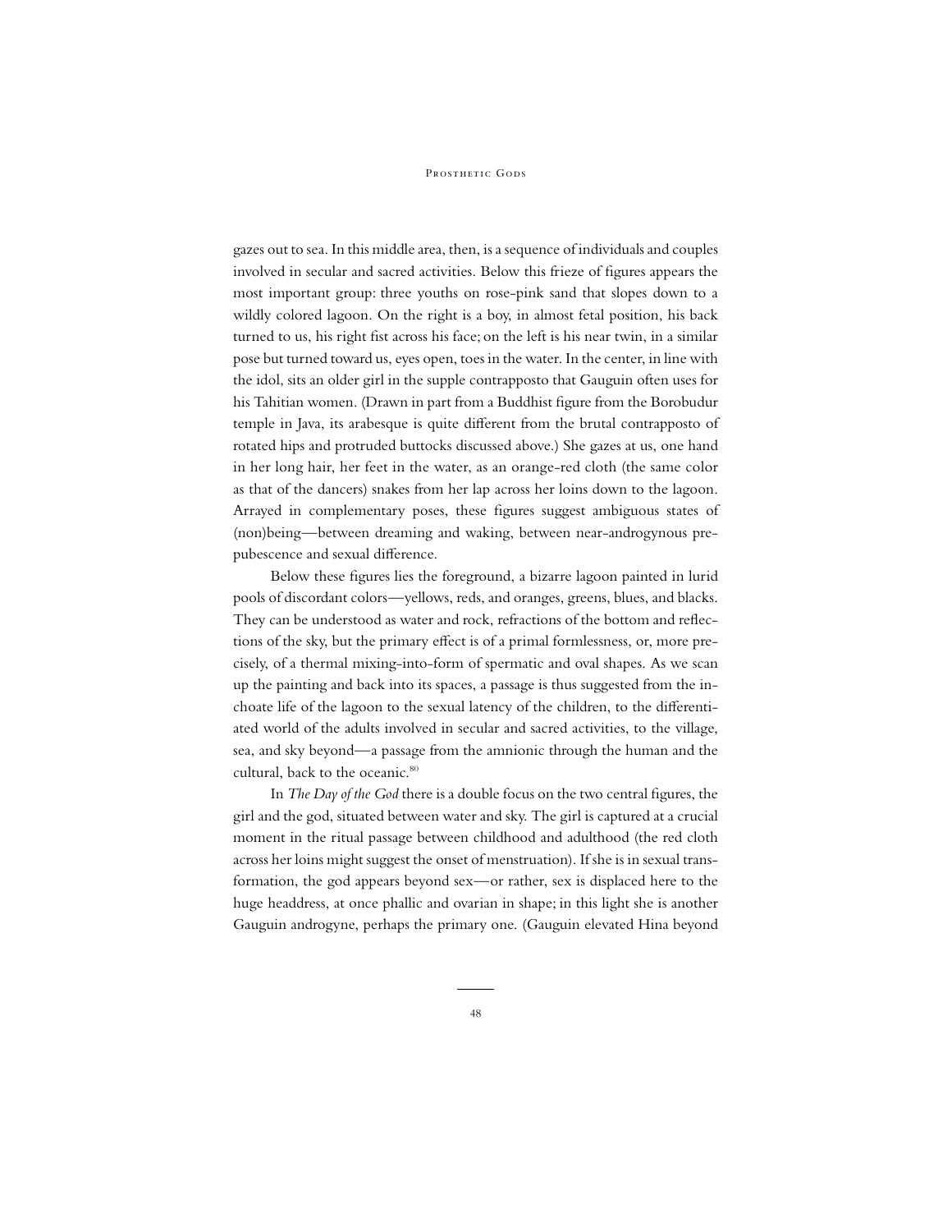gazes out to sea. In this middle area, then, is a sequence of individuals and couples involved in secular and sacred activities. Below this frieze of figures appears the most important group: three youths on rose-pink sand that slopes down to a wildly colored lagoon. On the right is a boy, in almost fetal position, his back turned to us, his right fist across his face; on the left is his near twin, in a similar pose but turned toward us, eyes open, toes in the water. In the center, in line with the idol, sits an older girl in the supple contrapposto that Gauguin often uses for his Tahitian women. (Drawn in part from a Buddhist figure from the Borobudur temple in Java, its arabesque is quite different from the brutal contrapposto of rotated hips and protruded buttocks discussed above.) She gazes at us, one hand in her long hair, her feet in the water, as an orange-red cloth (the same color as that of the dancers) snakes from her lap across her loins down to the lagoon. Arrayed in complementary poses, these figures suggest ambiguous states of (non)being—between dreaming and waking, between near-androgynous prepubescence and sexual difference.

Below these figures lies the foreground, a bizarre lagoon painted in lurid pools of discordant colors—yellows, reds, and oranges, greens, blues, and blacks. They can be understood as water and rock, refractions of the bottom and reflections of the sky, but the primary effect is of a primal formlessness, or, more precisely, of a thermal mixing-into-form of spermatic and oval shapes. As we scan up the painting and back into its spaces, a passage is thus suggested from the inchoate life of the lagoon to the sexual latency of the children, to the differentiated world of the adults involved in secular and sacred activities, to the village, sea, and sky beyond—a passage from the amnionic through the human and the cultural, back to the oceanic.[80]

In *The Day of the God* there is a double focus on the two central figures, the girl and the god, situated between water and sky. The girl is captured at a crucial moment in the ritual passage between childhood and adulthood (the red cloth across her loins might suggest the onset of menstruation). If she is in sexual transformation, the god appears beyond sex—or rather, sex is displaced here to the huge headdress, at once phallic and ovarian in shape; in this light she is another Gauguin androgyne, perhaps the primary one. (Gauguin elevated Hina beyond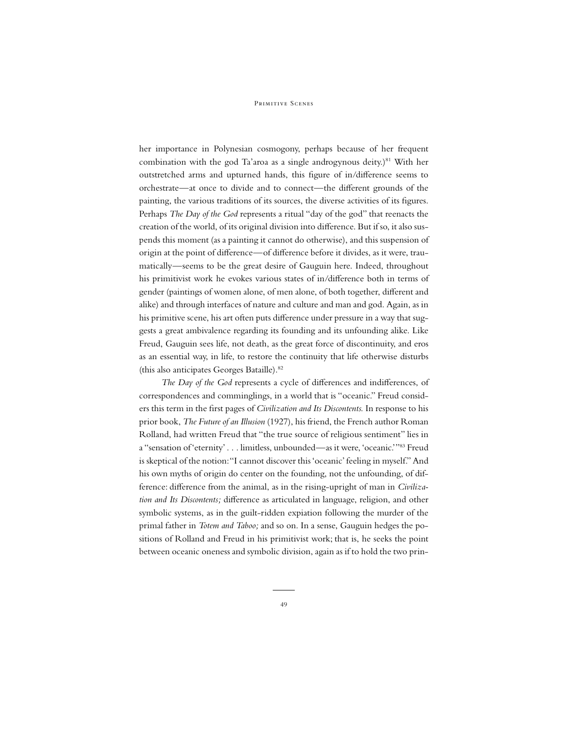her importance in Polynesian cosmogony, perhaps because of her frequent combination with the god Ta'aroa as a single androgynous deity.)[81] With her outstretched arms and upturned hands, this figure of in/difference seems to orchestrate—at once to divide and to connect—the different grounds of the painting, the various traditions of its sources, the diverse activities of its figures. Perhaps *The Day of the God* represents a ritual "day of the god" that reenacts the creation of the world, of its original division into difference. But if so, it also suspends this moment (as a painting it cannot do otherwise), and this suspension of origin at the point of difference—of difference before it divides, as it were, traumatically—seems to be the great desire of Gauguin here. Indeed, throughout his primitivist work he evokes various states of in/difference both in terms of gender (paintings of women alone, of men alone, of both together, different and alike) and through interfaces of nature and culture and man and god. Again, as in his primitive scene, his art often puts difference under pressure in a way that suggests a great ambivalence regarding its founding and its unfounding alike. Like Freud, Gauguin sees life, not death, as the great force of discontinuity, and eros as an essential way, in life, to restore the continuity that life otherwise disturbs (this also anticipates Georges Bataille).[82]

*The Day of the God* represents a cycle of differences and indifferences, of correspondences and comminglings, in a world that is "oceanic." Freud considers this term in the first pages of *Civilization and Its Discontents.* In response to his prior book, *The Future of an Illusion* (1927), his friend, the French author Roman Rolland, had written Freud that "the true source of religious sentiment" lies in a "sensation of 'eternity' . . . limitless, unbounded—as it were, 'oceanic.'"[83] Freud is skeptical of the notion: "I cannot discover this 'oceanic' feeling in myself." And his own myths of origin do center on the founding, not the unfounding, of difference: difference from the animal, as in the rising-upright of man in *Civilization and Its Discontents;* difference as articulated in language, religion, and other symbolic systems, as in the guilt-ridden expiation following the murder of the primal father in *Totem and Taboo;* and so on. In a sense, Gauguin hedges the positions of Rolland and Freud in his primitivist work; that is, he seeks the point between oceanic oneness and symbolic division, again as if to hold the two prin-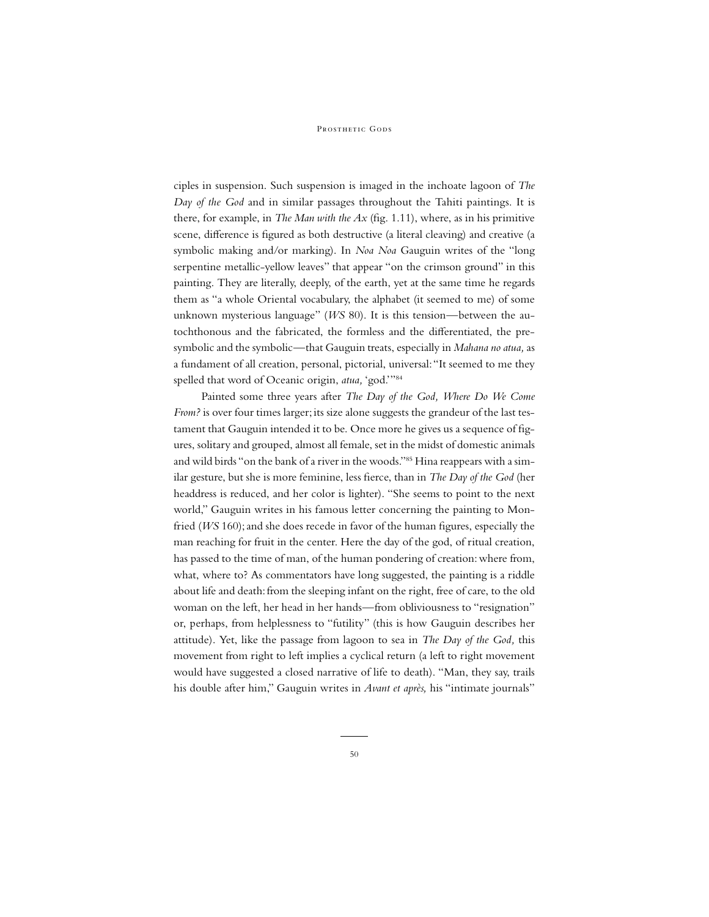ciples in suspension. Such suspension is imaged in the inchoate lagoon of *The Day of the God* and in similar passages throughout the Tahiti paintings. It is there, for example, in *The Man with the Ax* (fig. 1.11), where, as in his primitive scene, difference is figured as both destructive (a literal cleaving) and creative (a symbolic making and/or marking). In *Noa Noa* Gauguin writes of the "long serpentine metallic-yellow leaves" that appear "on the crimson ground" in this painting. They are literally, deeply, of the earth, yet at the same time he regards them as "a whole Oriental vocabulary, the alphabet (it seemed to me) of some unknown mysterious language" (*WS* 80). It is this tension—between the autochthonous and the fabricated, the formless and the differentiated, the presymbolic and the symbolic—that Gauguin treats, especially in *Mahana no atua,* as a fundament of all creation, personal, pictorial, universal: "It seemed to me they spelled that word of Oceanic origin, *atua,* 'god.'"[84]

Painted some three years after *The Day of the God, Where Do We Come From?* is over four times larger; its size alone suggests the grandeur of the last testament that Gauguin intended it to be. Once more he gives us a sequence of figures, solitary and grouped, almost all female, set in the midst of domestic animals and wild birds "on the bank of a river in the woods."[85] Hina reappears with a similar gesture, but she is more feminine, less fierce, than in *The Day of the God* (her headdress is reduced, and her color is lighter). "She seems to point to the next world," Gauguin writes in his famous letter concerning the painting to Monfried (*WS* 160); and she does recede in favor of the human figures, especially the man reaching for fruit in the center. Here the day of the god, of ritual creation, has passed to the time of man, of the human pondering of creation: where from, what, where to? As commentators have long suggested, the painting is a riddle about life and death: from the sleeping infant on the right, free of care, to the old woman on the left, her head in her hands—from obliviousness to "resignation" or, perhaps, from helplessness to "futility" (this is how Gauguin describes her attitude). Yet, like the passage from lagoon to sea in *The Day of the God,* this movement from right to left implies a cyclical return (a left to right movement would have suggested a closed narrative of life to death). "Man, they say, trails his double after him," Gauguin writes in *Avant et après,* his "intimate journals"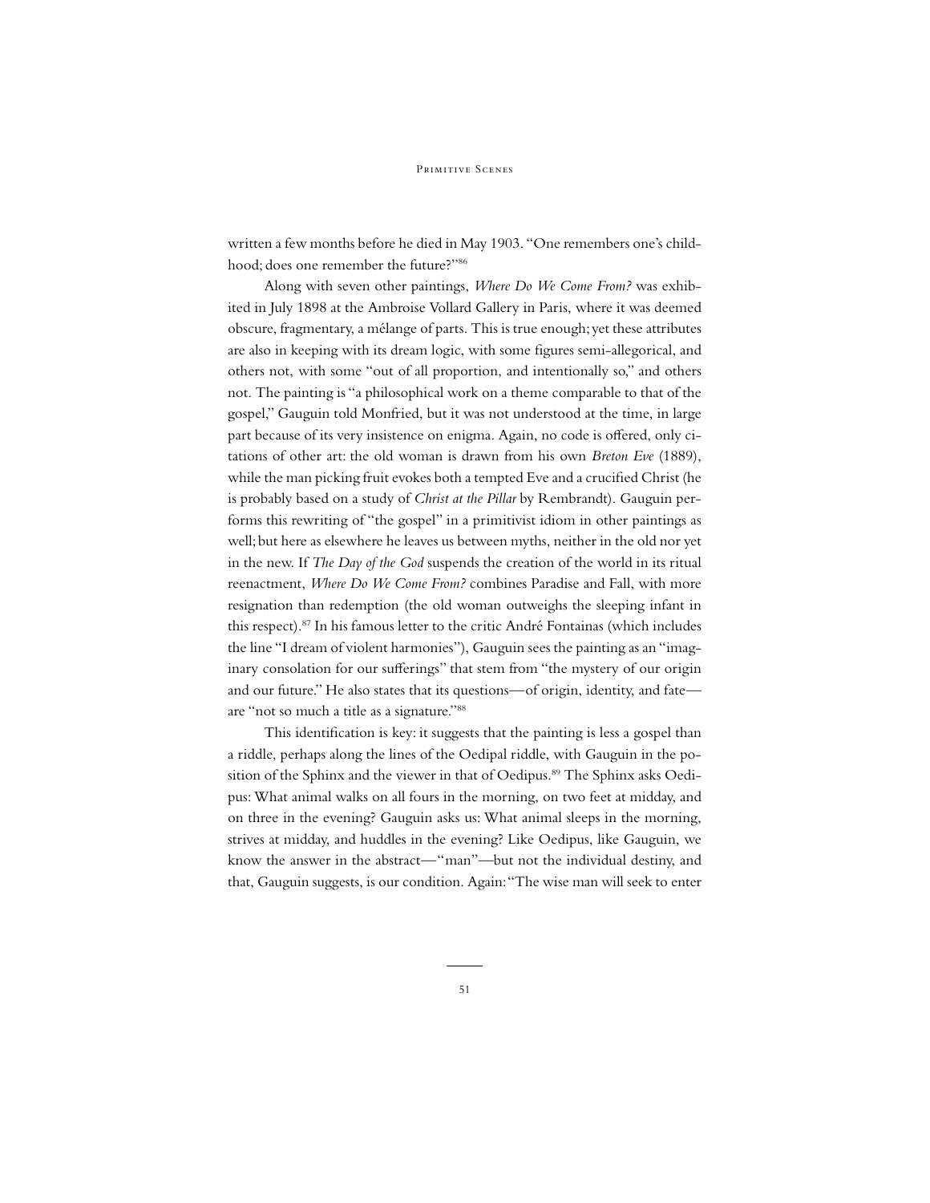written a few months before he died in May 1903. "One remembers one's childhood; does one remember the future?"[86]

Along with seven other paintings, *Where Do We Come From?* was exhibited in July 1898 at the Ambroise Vollard Gallery in Paris, where it was deemed obscure, fragmentary, a mélange of parts. This is true enough; yet these attributes are also in keeping with its dream logic, with some figures semi-allegorical, and others not, with some "out of all proportion, and intentionally so," and others not. The painting is "a philosophical work on a theme comparable to that of the gospel," Gauguin told Monfried, but it was not understood at the time, in large part because of its very insistence on enigma. Again, no code is offered, only citations of other art: the old woman is drawn from his own *Breton Eve* (1889), while the man picking fruit evokes both a tempted Eve and a crucified Christ (he is probably based on a study of *Christ at the Pillar* by Rembrandt). Gauguin performs this rewriting of "the gospel" in a primitivist idiom in other paintings as well; but here as elsewhere he leaves us between myths, neither in the old nor yet in the new. If *The Day of the God* suspends the creation of the world in its ritual reenactment, *Where Do We Come From?* combines Paradise and Fall, with more resignation than redemption (the old woman outweighs the sleeping infant in this respect).[87] In his famous letter to the critic André Fontainas (which includes the line "I dream of violent harmonies"), Gauguin sees the painting as an "imaginary consolation for our sufferings" that stem from "the mystery of our origin and our future." He also states that its questions—of origin, identity, and fate—are "not so much a title as a signature."[88]

This identification is key: it suggests that the painting is less a gospel than a riddle, perhaps along the lines of the Oedipal riddle, with Gauguin in the position of the Sphinx and the viewer in that of Oedipus.[89] The Sphinx asks Oedipus: What animal walks on all fours in the morning, on two feet at midday, and on three in the evening? Gauguin asks us: What animal sleeps in the morning, strives at midday, and huddles in the evening? Like Oedipus, like Gauguin, we know the answer in the abstract—"man"—but not the individual destiny, and that, Gauguin suggests, is our condition. Again: "The wise man will seek to enter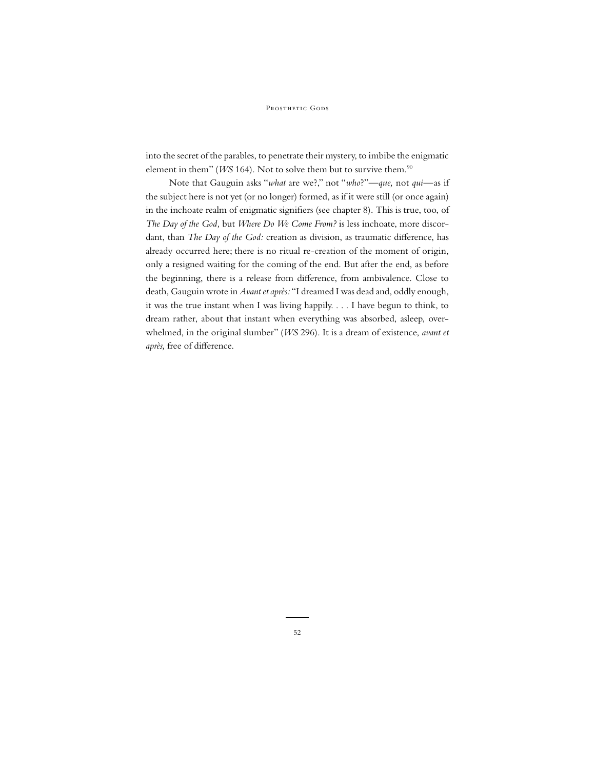into the secret of the parables, to penetrate their mystery, to imbibe the enigmatic element in them" (*WS* 164). Not to solve them but to survive them.[90]

Note that Gauguin asks "*what* are we?," not "*who*?"—*que,* not *qui*—as if the subject here is not yet (or no longer) formed, as if it were still (or once again) in the inchoate realm of enigmatic signifiers (see chapter 8). This is true, too, of *The Day of the God,* but *Where Do We Come From?* is less inchoate, more discordant, than *The Day of the God:* creation as division, as traumatic difference, has already occurred here; there is no ritual re-creation of the moment of origin, only a resigned waiting for the coming of the end. But after the end, as before the beginning, there is a release from difference, from ambivalence. Close to death, Gauguin wrote in *Avant et après:* "I dreamed I was dead and, oddly enough, it was the true instant when I was living happily. . . . I have begun to think, to dream rather, about that instant when everything was absorbed, asleep, overwhelmed, in the original slumber" (*WS* 296). It is a dream of existence, *avant et après,* free of difference.